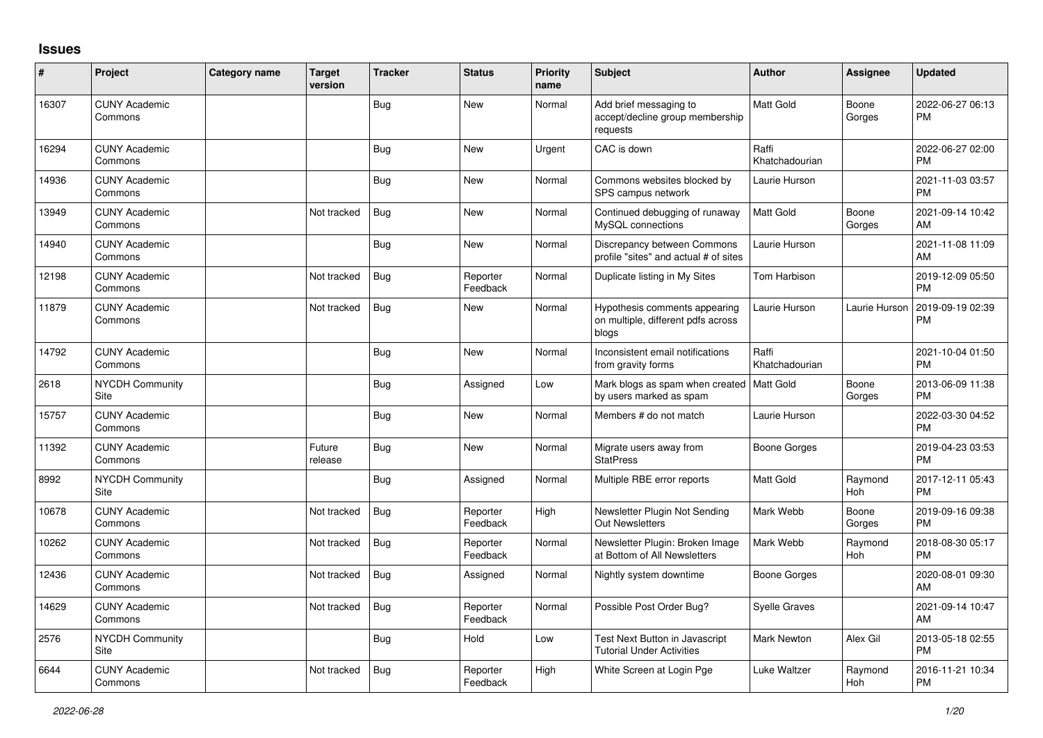# Issues

| # | Project | Category name | Target version | Tracker | Status | Priority name | Subject | Author | Assignee | Updated |
|---|---|---|---|---|---|---|---|---|---|---|
| 16307 | CUNY Academic Commons | | | Bug | New | Normal | Add brief messaging to accept/decline group membership requests | Matt Gold | Boone Gorges | 2022-06-27 06:13 PM |
| 16294 | CUNY Academic Commons | | | Bug | New | Urgent | CAC is down | Raffi Khatchadourian | | 2022-06-27 02:00 PM |
| 14936 | CUNY Academic Commons | | | Bug | New | Normal | Commons websites blocked by SPS campus network | Laurie Hurson | | 2021-11-03 03:57 PM |
| 13949 | CUNY Academic Commons | | Not tracked | Bug | New | Normal | Continued debugging of runaway MySQL connections | Matt Gold | Boone Gorges | 2021-09-14 10:42 AM |
| 14940 | CUNY Academic Commons | | | Bug | New | Normal | Discrepancy between Commons profile "sites" and actual # of sites | Laurie Hurson | | 2021-11-08 11:09 AM |
| 12198 | CUNY Academic Commons | | Not tracked | Bug | Reporter Feedback | Normal | Duplicate listing in My Sites | Tom Harbison | | 2019-12-09 05:50 PM |
| 11879 | CUNY Academic Commons | | Not tracked | Bug | New | Normal | Hypothesis comments appearing on multiple, different pdfs across blogs | Laurie Hurson | Laurie Hurson | 2019-09-19 02:39 PM |
| 14792 | CUNY Academic Commons | | | Bug | New | Normal | Inconsistent email notifications from gravity forms | Raffi Khatchadourian | | 2021-10-04 01:50 PM |
| 2618 | NYCDH Community Site | | | Bug | Assigned | Low | Mark blogs as spam when created by users marked as spam | Matt Gold | Boone Gorges | 2013-06-09 11:38 PM |
| 15757 | CUNY Academic Commons | | | Bug | New | Normal | Members # do not match | Laurie Hurson | | 2022-03-30 04:52 PM |
| 11392 | CUNY Academic Commons | | Future release | Bug | New | Normal | Migrate users away from StatPress | Boone Gorges | | 2019-04-23 03:53 PM |
| 8992 | NYCDH Community Site | | | Bug | Assigned | Normal | Multiple RBE error reports | Matt Gold | Raymond Hoh | 2017-12-11 05:43 PM |
| 10678 | CUNY Academic Commons | | Not tracked | Bug | Reporter Feedback | High | Newsletter Plugin Not Sending Out Newsletters | Mark Webb | Boone Gorges | 2019-09-16 09:38 PM |
| 10262 | CUNY Academic Commons | | Not tracked | Bug | Reporter Feedback | Normal | Newsletter Plugin: Broken Image at Bottom of All Newsletters | Mark Webb | Raymond Hoh | 2018-08-30 05:17 PM |
| 12436 | CUNY Academic Commons | | Not tracked | Bug | Assigned | Normal | Nightly system downtime | Boone Gorges | | 2020-08-01 09:30 AM |
| 14629 | CUNY Academic Commons | | Not tracked | Bug | Reporter Feedback | Normal | Possible Post Order Bug? | Syelle Graves | | 2021-09-14 10:47 AM |
| 2576 | NYCDH Community Site | | | Bug | Hold | Low | Test Next Button in Javascript Tutorial Under Activities | Mark Newton | Alex Gil | 2013-05-18 02:55 PM |
| 6644 | CUNY Academic Commons | | Not tracked | Bug | Reporter Feedback | High | White Screen at Login Pge | Luke Waltzer | Raymond Hoh | 2016-11-21 10:34 PM |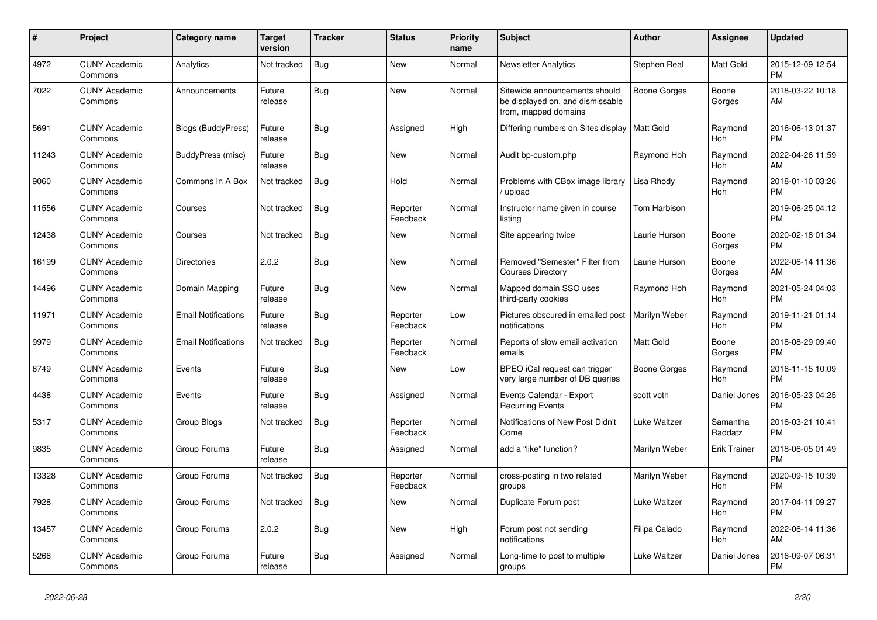| # | Project | Category name | Target version | Tracker | Status | Priority name | Subject | Author | Assignee | Updated |
|---|---|---|---|---|---|---|---|---|---|---|
| 4972 | CUNY Academic Commons | Analytics | Not tracked | Bug | New | Normal | Newsletter Analytics | Stephen Real | Matt Gold | 2015-12-09 12:54 PM |
| 7022 | CUNY Academic Commons | Announcements | Future release | Bug | New | Normal | Sitewide announcements should be displayed on, and dismissable from, mapped domains | Boone Gorges | Boone Gorges | 2018-03-22 10:18 AM |
| 5691 | CUNY Academic Commons | Blogs (BuddyPress) | Future release | Bug | Assigned | High | Differing numbers on Sites display | Matt Gold | Raymond Hoh | 2016-06-13 01:37 PM |
| 11243 | CUNY Academic Commons | BuddyPress (misc) | Future release | Bug | New | Normal | Audit bp-custom.php | Raymond Hoh | Raymond Hoh | 2022-04-26 11:59 AM |
| 9060 | CUNY Academic Commons | Commons In A Box | Not tracked | Bug | Hold | Normal | Problems with CBox image library / upload | Lisa Rhody | Raymond Hoh | 2018-01-10 03:26 PM |
| 11556 | CUNY Academic Commons | Courses | Not tracked | Bug | Reporter Feedback | Normal | Instructor name given in course listing | Tom Harbison | | 2019-06-25 04:12 PM |
| 12438 | CUNY Academic Commons | Courses | Not tracked | Bug | New | Normal | Site appearing twice | Laurie Hurson | Boone Gorges | 2020-02-18 01:34 PM |
| 16199 | CUNY Academic Commons | Directories | 2.0.2 | Bug | New | Normal | Removed "Semester" Filter from Courses Directory | Laurie Hurson | Boone Gorges | 2022-06-14 11:36 AM |
| 14496 | CUNY Academic Commons | Domain Mapping | Future release | Bug | New | Normal | Mapped domain SSO uses third-party cookies | Raymond Hoh | Raymond Hoh | 2021-05-24 04:03 PM |
| 11971 | CUNY Academic Commons | Email Notifications | Future release | Bug | Reporter Feedback | Low | Pictures obscured in emailed post notifications | Marilyn Weber | Raymond Hoh | 2019-11-21 01:14 PM |
| 9979 | CUNY Academic Commons | Email Notifications | Not tracked | Bug | Reporter Feedback | Normal | Reports of slow email activation emails | Matt Gold | Boone Gorges | 2018-08-29 09:40 PM |
| 6749 | CUNY Academic Commons | Events | Future release | Bug | New | Low | BPEO iCal request can trigger very large number of DB queries | Boone Gorges | Raymond Hoh | 2016-11-15 10:09 PM |
| 4438 | CUNY Academic Commons | Events | Future release | Bug | Assigned | Normal | Events Calendar - Export Recurring Events | scott voth | Daniel Jones | 2016-05-23 04:25 PM |
| 5317 | CUNY Academic Commons | Group Blogs | Not tracked | Bug | Reporter Feedback | Normal | Notifications of New Post Didn't Come | Luke Waltzer | Samantha Raddatz | 2016-03-21 10:41 PM |
| 9835 | CUNY Academic Commons | Group Forums | Future release | Bug | Assigned | Normal | add a "like" function? | Marilyn Weber | Erik Trainer | 2018-06-05 01:49 PM |
| 13328 | CUNY Academic Commons | Group Forums | Not tracked | Bug | Reporter Feedback | Normal | cross-posting in two related groups | Marilyn Weber | Raymond Hoh | 2020-09-15 10:39 PM |
| 7928 | CUNY Academic Commons | Group Forums | Not tracked | Bug | New | Normal | Duplicate Forum post | Luke Waltzer | Raymond Hoh | 2017-04-11 09:27 PM |
| 13457 | CUNY Academic Commons | Group Forums | 2.0.2 | Bug | New | High | Forum post not sending notifications | Filipa Calado | Raymond Hoh | 2022-06-14 11:36 AM |
| 5268 | CUNY Academic Commons | Group Forums | Future release | Bug | Assigned | Normal | Long-time to post to multiple groups | Luke Waltzer | Daniel Jones | 2016-09-07 06:31 PM |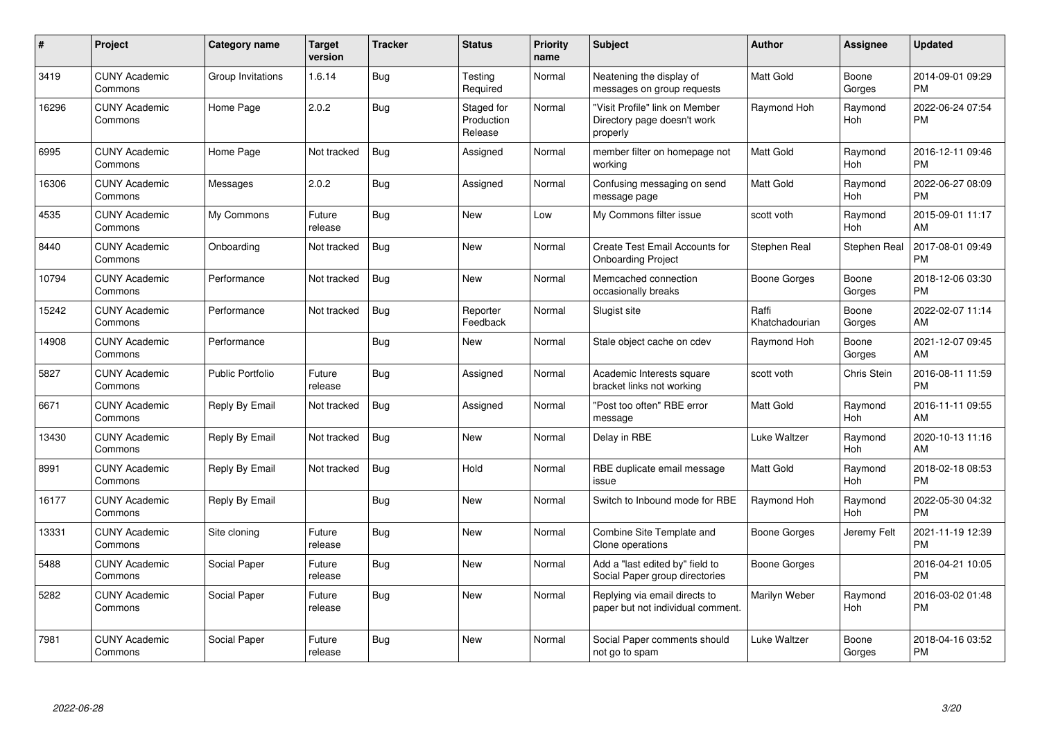| # | Project | Category name | Target version | Tracker | Status | Priority name | Subject | Author | Assignee | Updated |
|---|---|---|---|---|---|---|---|---|---|---|
| 3419 | CUNY Academic Commons | Group Invitations | 1.6.14 | Bug | Testing Required | Normal | Neatening the display of messages on group requests | Matt Gold | Boone Gorges | 2014-09-01 09:29 PM |
| 16296 | CUNY Academic Commons | Home Page | 2.0.2 | Bug | Staged for Production Release | Normal | "Visit Profile" link on Member Directory page doesn't work properly | Raymond Hoh | Raymond Hoh | 2022-06-24 07:54 PM |
| 6995 | CUNY Academic Commons | Home Page | Not tracked | Bug | Assigned | Normal | member filter on homepage not working | Matt Gold | Raymond Hoh | 2016-12-11 09:46 PM |
| 16306 | CUNY Academic Commons | Messages | 2.0.2 | Bug | Assigned | Normal | Confusing messaging on send message page | Matt Gold | Raymond Hoh | 2022-06-27 08:09 PM |
| 4535 | CUNY Academic Commons | My Commons | Future release | Bug | New | Low | My Commons filter issue | scott voth | Raymond Hoh | 2015-09-01 11:17 AM |
| 8440 | CUNY Academic Commons | Onboarding | Not tracked | Bug | New | Normal | Create Test Email Accounts for Onboarding Project | Stephen Real | Stephen Real | 2017-08-01 09:49 PM |
| 10794 | CUNY Academic Commons | Performance | Not tracked | Bug | New | Normal | Memcached connection occasionally breaks | Boone Gorges | Boone Gorges | 2018-12-06 03:30 PM |
| 15242 | CUNY Academic Commons | Performance | Not tracked | Bug | Reporter Feedback | Normal | Slugist site | Raffi Khatchadourian | Boone Gorges | 2022-02-07 11:14 AM |
| 14908 | CUNY Academic Commons | Performance | | Bug | New | Normal | Stale object cache on cdev | Raymond Hoh | Boone Gorges | 2021-12-07 09:45 AM |
| 5827 | CUNY Academic Commons | Public Portfolio | Future release | Bug | Assigned | Normal | Academic Interests square bracket links not working | scott voth | Chris Stein | 2016-08-11 11:59 PM |
| 6671 | CUNY Academic Commons | Reply By Email | Not tracked | Bug | Assigned | Normal | "Post too often" RBE error message | Matt Gold | Raymond Hoh | 2016-11-11 09:55 AM |
| 13430 | CUNY Academic Commons | Reply By Email | Not tracked | Bug | New | Normal | Delay in RBE | Luke Waltzer | Raymond Hoh | 2020-10-13 11:16 AM |
| 8991 | CUNY Academic Commons | Reply By Email | Not tracked | Bug | Hold | Normal | RBE duplicate email message issue | Matt Gold | Raymond Hoh | 2018-02-18 08:53 PM |
| 16177 | CUNY Academic Commons | Reply By Email | | Bug | New | Normal | Switch to Inbound mode for RBE | Raymond Hoh | Raymond Hoh | 2022-05-30 04:32 PM |
| 13331 | CUNY Academic Commons | Site cloning | Future release | Bug | New | Normal | Combine Site Template and Clone operations | Boone Gorges | Jeremy Felt | 2021-11-19 12:39 PM |
| 5488 | CUNY Academic Commons | Social Paper | Future release | Bug | New | Normal | Add a "last edited by" field to Social Paper group directories | Boone Gorges | | 2016-04-21 10:05 PM |
| 5282 | CUNY Academic Commons | Social Paper | Future release | Bug | New | Normal | Replying via email directs to paper but not individual comment. | Marilyn Weber | Raymond Hoh | 2016-03-02 01:48 PM |
| 7981 | CUNY Academic Commons | Social Paper | Future release | Bug | New | Normal | Social Paper comments should not go to spam | Luke Waltzer | Boone Gorges | 2018-04-16 03:52 PM |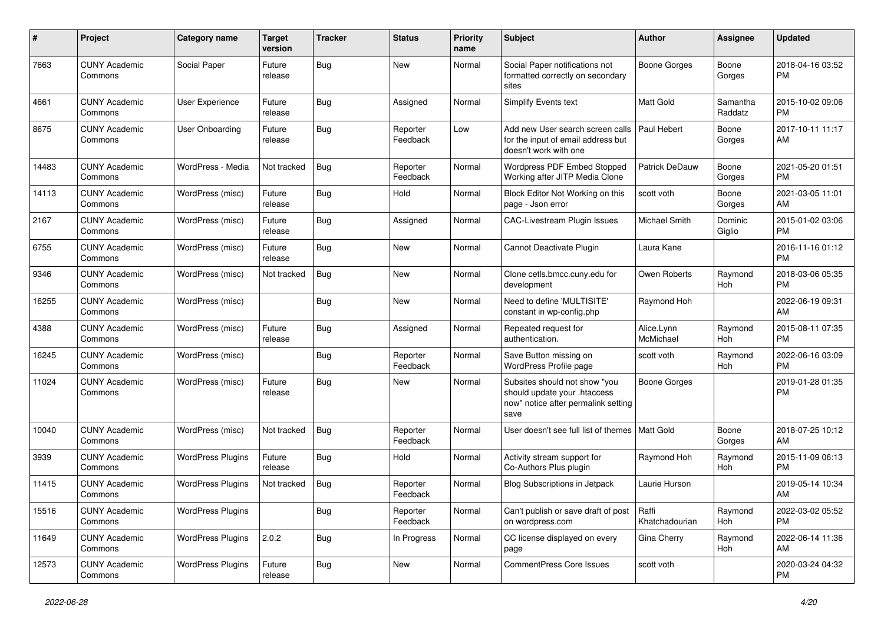| # | Project | Category name | Target version | Tracker | Status | Priority name | Subject | Author | Assignee | Updated |
|---|---|---|---|---|---|---|---|---|---|---|
| 7663 | CUNY Academic Commons | Social Paper | Future release | Bug | New | Normal | Social Paper notifications not formatted correctly on secondary sites | Boone Gorges | Boone Gorges | 2018-04-16 03:52 PM |
| 4661 | CUNY Academic Commons | User Experience | Future release | Bug | Assigned | Normal | Simplify Events text | Matt Gold | Samantha Raddatz | 2015-10-02 09:06 PM |
| 8675 | CUNY Academic Commons | User Onboarding | Future release | Bug | Reporter Feedback | Low | Add new User search screen calls for the input of email address but doesn't work with one | Paul Hebert | Boone Gorges | 2017-10-11 11:17 AM |
| 14483 | CUNY Academic Commons | WordPress - Media | Not tracked | Bug | Reporter Feedback | Normal | Wordpress PDF Embed Stopped Working after JITP Media Clone | Patrick DeDauw | Boone Gorges | 2021-05-20 01:51 PM |
| 14113 | CUNY Academic Commons | WordPress (misc) | Future release | Bug | Hold | Normal | Block Editor Not Working on this page - Json error | scott voth | Boone Gorges | 2021-03-05 11:01 AM |
| 2167 | CUNY Academic Commons | WordPress (misc) | Future release | Bug | Assigned | Normal | CAC-Livestream Plugin Issues | Michael Smith | Dominic Giglio | 2015-01-02 03:06 PM |
| 6755 | CUNY Academic Commons | WordPress (misc) | Future release | Bug | New | Normal | Cannot Deactivate Plugin | Laura Kane | | 2016-11-16 01:12 PM |
| 9346 | CUNY Academic Commons | WordPress (misc) | Not tracked | Bug | New | Normal | Clone cetls.bmcc.cuny.edu for development | Owen Roberts | Raymond Hoh | 2018-03-06 05:35 PM |
| 16255 | CUNY Academic Commons | WordPress (misc) | | Bug | New | Normal | Need to define 'MULTISITE' constant in wp-config.php | Raymond Hoh | | 2022-06-19 09:31 AM |
| 4388 | CUNY Academic Commons | WordPress (misc) | Future release | Bug | Assigned | Normal | Repeated request for authentication. | Alice.Lynn McMichael | Raymond Hoh | 2015-08-11 07:35 PM |
| 16245 | CUNY Academic Commons | WordPress (misc) | | Bug | Reporter Feedback | Normal | Save Button missing on WordPress Profile page | scott voth | Raymond Hoh | 2022-06-16 03:09 PM |
| 11024 | CUNY Academic Commons | WordPress (misc) | Future release | Bug | New | Normal | Subsites should not show "you should update your .htaccess now" notice after permalink setting save | Boone Gorges | | 2019-01-28 01:35 PM |
| 10040 | CUNY Academic Commons | WordPress (misc) | Not tracked | Bug | Reporter Feedback | Normal | User doesn't see full list of themes | Matt Gold | Boone Gorges | 2018-07-25 10:12 AM |
| 3939 | CUNY Academic Commons | WordPress Plugins | Future release | Bug | Hold | Normal | Activity stream support for Co-Authors Plus plugin | Raymond Hoh | Raymond Hoh | 2015-11-09 06:13 PM |
| 11415 | CUNY Academic Commons | WordPress Plugins | Not tracked | Bug | Reporter Feedback | Normal | Blog Subscriptions in Jetpack | Laurie Hurson | | 2019-05-14 10:34 AM |
| 15516 | CUNY Academic Commons | WordPress Plugins | | Bug | Reporter Feedback | Normal | Can't publish or save draft of post on wordpress.com | Raffi Khatchadourian | Raymond Hoh | 2022-03-02 05:52 PM |
| 11649 | CUNY Academic Commons | WordPress Plugins | 2.0.2 | Bug | In Progress | Normal | CC license displayed on every page | Gina Cherry | Raymond Hoh | 2022-06-14 11:36 AM |
| 12573 | CUNY Academic Commons | WordPress Plugins | Future release | Bug | New | Normal | CommentPress Core Issues | scott voth | | 2020-03-24 04:32 PM |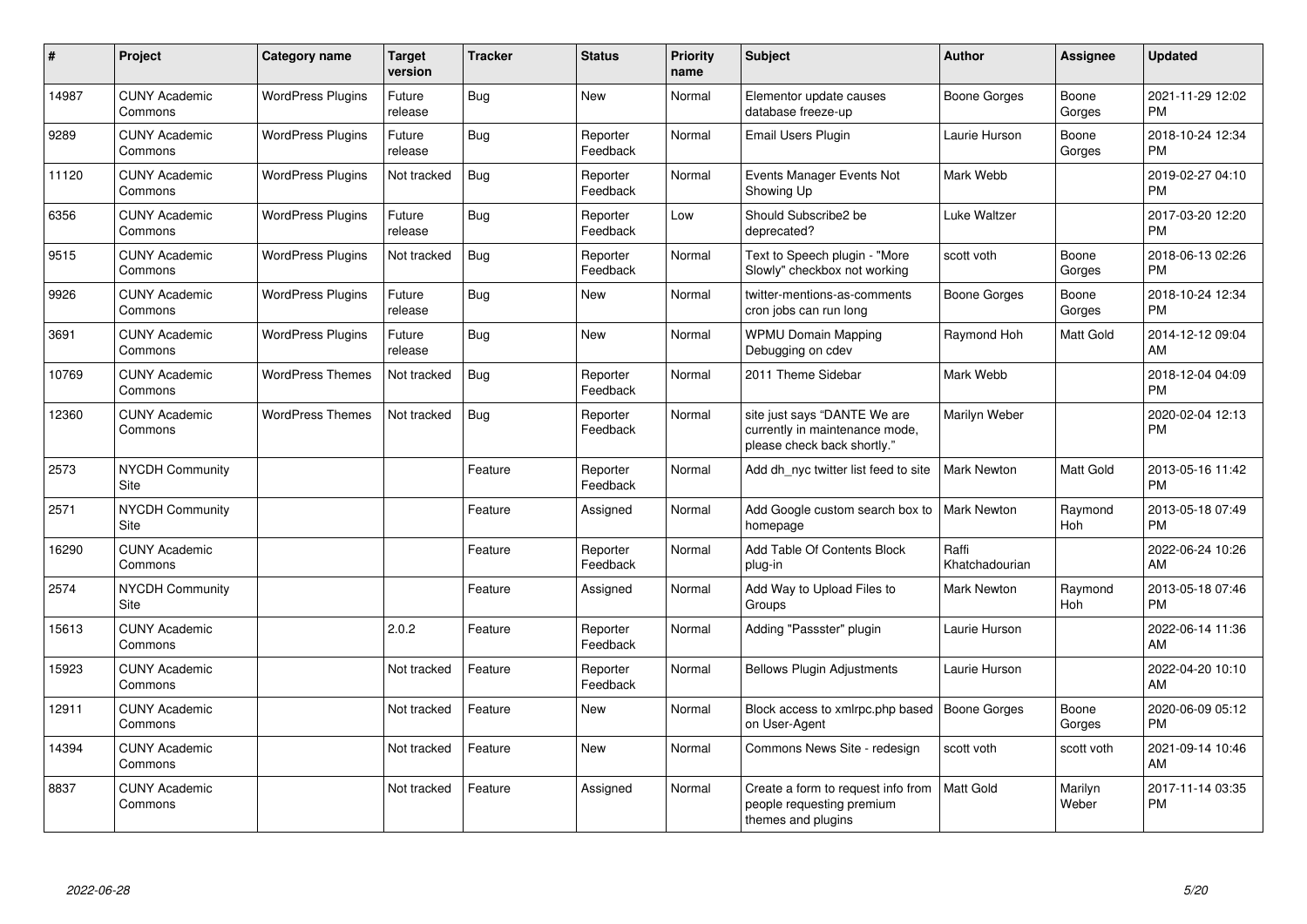| # | Project | Category name | Target version | Tracker | Status | Priority name | Subject | Author | Assignee | Updated |
|---|---|---|---|---|---|---|---|---|---|---|
| 14987 | CUNY Academic Commons | WordPress Plugins | Future release | Bug | New | Normal | Elementor update causes database freeze-up | Boone Gorges | Boone Gorges | 2021-11-29 12:02 PM |
| 9289 | CUNY Academic Commons | WordPress Plugins | Future release | Bug | Reporter Feedback | Normal | Email Users Plugin | Laurie Hurson | Boone Gorges | 2018-10-24 12:34 PM |
| 11120 | CUNY Academic Commons | WordPress Plugins | Not tracked | Bug | Reporter Feedback | Normal | Events Manager Events Not Showing Up | Mark Webb | | 2019-02-27 04:10 PM |
| 6356 | CUNY Academic Commons | WordPress Plugins | Future release | Bug | Reporter Feedback | Low | Should Subscribe2 be deprecated? | Luke Waltzer | | 2017-03-20 12:20 PM |
| 9515 | CUNY Academic Commons | WordPress Plugins | Not tracked | Bug | Reporter Feedback | Normal | Text to Speech plugin - "More Slowly" checkbox not working | scott voth | Boone Gorges | 2018-06-13 02:26 PM |
| 9926 | CUNY Academic Commons | WordPress Plugins | Future release | Bug | New | Normal | twitter-mentions-as-comments cron jobs can run long | Boone Gorges | Boone Gorges | 2018-10-24 12:34 PM |
| 3691 | CUNY Academic Commons | WordPress Plugins | Future release | Bug | New | Normal | WPMU Domain Mapping Debugging on cdev | Raymond Hoh | Matt Gold | 2014-12-12 09:04 AM |
| 10769 | CUNY Academic Commons | WordPress Themes | Not tracked | Bug | Reporter Feedback | Normal | 2011 Theme Sidebar | Mark Webb | | 2018-12-04 04:09 PM |
| 12360 | CUNY Academic Commons | WordPress Themes | Not tracked | Bug | Reporter Feedback | Normal | site just says "DANTE We are currently in maintenance mode, please check back shortly." | Marilyn Weber | | 2020-02-04 12:13 PM |
| 2573 | NYCDH Community Site | | | Feature | Reporter Feedback | Normal | Add dh_nyc twitter list feed to site | Mark Newton | Matt Gold | 2013-05-16 11:42 PM |
| 2571 | NYCDH Community Site | | | Feature | Assigned | Normal | Add Google custom search box to homepage | Mark Newton | Raymond Hoh | 2013-05-18 07:49 PM |
| 16290 | CUNY Academic Commons | | | Feature | Reporter Feedback | Normal | Add Table Of Contents Block plug-in | Raffi Khatchadourian | | 2022-06-24 10:26 AM |
| 2574 | NYCDH Community Site | | | Feature | Assigned | Normal | Add Way to Upload Files to Groups | Mark Newton | Raymond Hoh | 2013-05-18 07:46 PM |
| 15613 | CUNY Academic Commons | | 2.0.2 | Feature | Reporter Feedback | Normal | Adding "Passster" plugin | Laurie Hurson | | 2022-06-14 11:36 AM |
| 15923 | CUNY Academic Commons | | Not tracked | Feature | Reporter Feedback | Normal | Bellows Plugin Adjustments | Laurie Hurson | | 2022-04-20 10:10 AM |
| 12911 | CUNY Academic Commons | | Not tracked | Feature | New | Normal | Block access to xmlrpc.php based on User-Agent | Boone Gorges | Boone Gorges | 2020-06-09 05:12 PM |
| 14394 | CUNY Academic Commons | | Not tracked | Feature | New | Normal | Commons News Site - redesign | scott voth | scott voth | 2021-09-14 10:46 AM |
| 8837 | CUNY Academic Commons | | Not tracked | Feature | Assigned | Normal | Create a form to request info from people requesting premium themes and plugins | Matt Gold | Marilyn Weber | 2017-11-14 03:35 PM |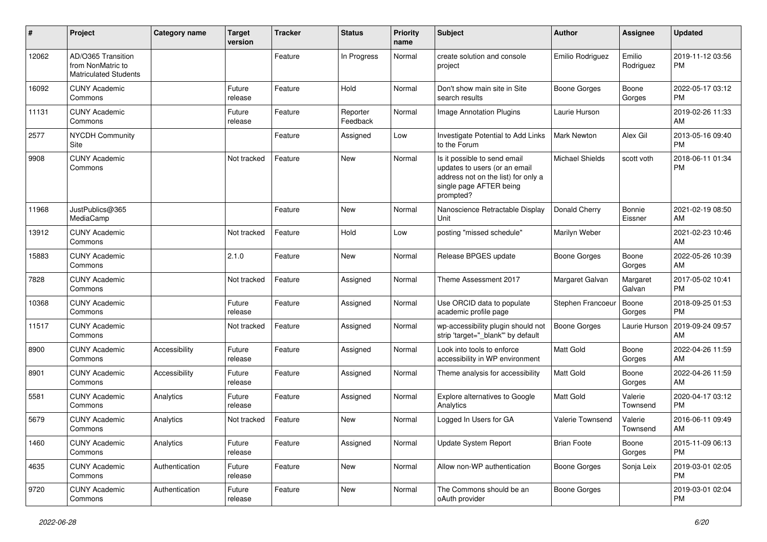| # | Project | Category name | Target version | Tracker | Status | Priority name | Subject | Author | Assignee | Updated |
|---|---|---|---|---|---|---|---|---|---|---|
| 12062 | AD/O365 Transition from NonMatric to Matriculated Students | | | Feature | In Progress | Normal | create solution and console project | Emilio Rodriguez | Emilio Rodriguez | 2019-11-12 03:56 PM |
| 16092 | CUNY Academic Commons | | Future release | Feature | Hold | Normal | Don't show main site in Site search results | Boone Gorges | Boone Gorges | 2022-05-17 03:12 PM |
| 11131 | CUNY Academic Commons | | Future release | Feature | Reporter Feedback | Normal | Image Annotation Plugins | Laurie Hurson | | 2019-02-26 11:33 AM |
| 2577 | NYCDH Community Site | | | Feature | Assigned | Low | Investigate Potential to Add Links to the Forum | Mark Newton | Alex Gil | 2013-05-16 09:40 PM |
| 9908 | CUNY Academic Commons | | Not tracked | Feature | New | Normal | Is it possible to send email updates to users (or an email address not on the list) for only a single page AFTER being prompted? | Michael Shields | scott voth | 2018-06-11 01:34 PM |
| 11968 | JustPublics@365 MediaCamp | | | Feature | New | Normal | Nanoscience Retractable Display Unit | Donald Cherry | Bonnie Eissner | 2021-02-19 08:50 AM |
| 13912 | CUNY Academic Commons | | Not tracked | Feature | Hold | Low | posting "missed schedule" | Marilyn Weber | | 2021-02-23 10:46 AM |
| 15883 | CUNY Academic Commons | | 2.1.0 | Feature | New | Normal | Release BPGES update | Boone Gorges | Boone Gorges | 2022-05-26 10:39 AM |
| 7828 | CUNY Academic Commons | | Not tracked | Feature | Assigned | Normal | Theme Assessment 2017 | Margaret Galvan | Margaret Galvan | 2017-05-02 10:41 PM |
| 10368 | CUNY Academic Commons | | Future release | Feature | Assigned | Normal | Use ORCID data to populate academic profile page | Stephen Francoeur | Boone Gorges | 2018-09-25 01:53 PM |
| 11517 | CUNY Academic Commons | | Not tracked | Feature | Assigned | Normal | wp-accessibility plugin should not strip 'target="_blank"' by default | Boone Gorges | Laurie Hurson | 2019-09-24 09:57 AM |
| 8900 | CUNY Academic Commons | Accessibility | Future release | Feature | Assigned | Normal | Look into tools to enforce accessibility in WP environment | Matt Gold | Boone Gorges | 2022-04-26 11:59 AM |
| 8901 | CUNY Academic Commons | Accessibility | Future release | Feature | Assigned | Normal | Theme analysis for accessibility | Matt Gold | Boone Gorges | 2022-04-26 11:59 AM |
| 5581 | CUNY Academic Commons | Analytics | Future release | Feature | Assigned | Normal | Explore alternatives to Google Analytics | Matt Gold | Valerie Townsend | 2020-04-17 03:12 PM |
| 5679 | CUNY Academic Commons | Analytics | Not tracked | Feature | New | Normal | Logged In Users for GA | Valerie Townsend | Valerie Townsend | 2016-06-11 09:49 AM |
| 1460 | CUNY Academic Commons | Analytics | Future release | Feature | Assigned | Normal | Update System Report | Brian Foote | Boone Gorges | 2015-11-09 06:13 PM |
| 4635 | CUNY Academic Commons | Authentication | Future release | Feature | New | Normal | Allow non-WP authentication | Boone Gorges | Sonja Leix | 2019-03-01 02:05 PM |
| 9720 | CUNY Academic Commons | Authentication | Future release | Feature | New | Normal | The Commons should be an oAuth provider | Boone Gorges | | 2019-03-01 02:04 PM |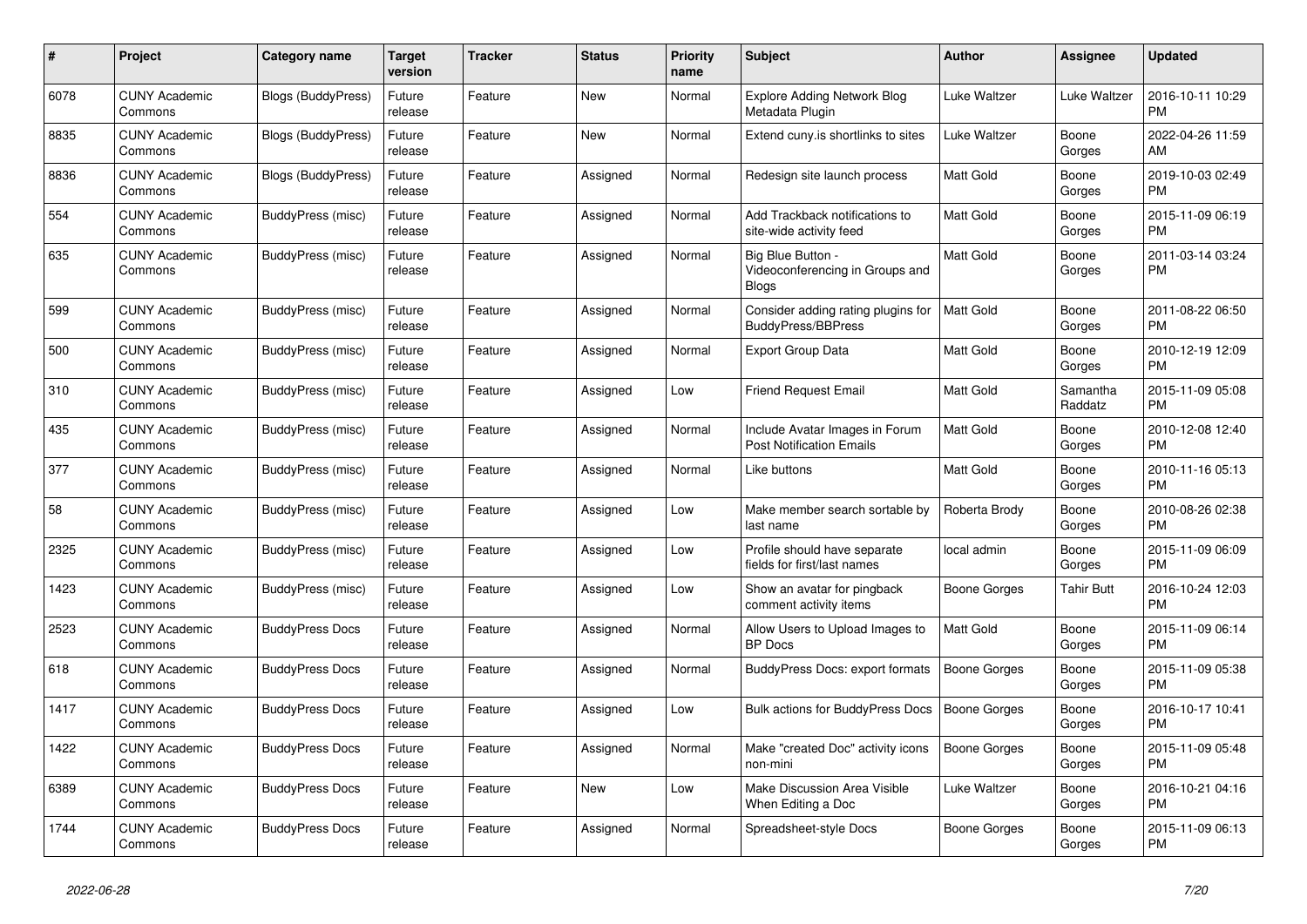| # | Project | Category name | Target version | Tracker | Status | Priority name | Subject | Author | Assignee | Updated |
|---|---|---|---|---|---|---|---|---|---|---|
| 6078 | CUNY Academic Commons | Blogs (BuddyPress) | Future release | Feature | New | Normal | Explore Adding Network Blog Metadata Plugin | Luke Waltzer | Luke Waltzer | 2016-10-11 10:29 PM |
| 8835 | CUNY Academic Commons | Blogs (BuddyPress) | Future release | Feature | New | Normal | Extend cuny.is shortlinks to sites | Luke Waltzer | Boone Gorges | 2022-04-26 11:59 AM |
| 8836 | CUNY Academic Commons | Blogs (BuddyPress) | Future release | Feature | Assigned | Normal | Redesign site launch process | Matt Gold | Boone Gorges | 2019-10-03 02:49 PM |
| 554 | CUNY Academic Commons | BuddyPress (misc) | Future release | Feature | Assigned | Normal | Add Trackback notifications to site-wide activity feed | Matt Gold | Boone Gorges | 2015-11-09 06:19 PM |
| 635 | CUNY Academic Commons | BuddyPress (misc) | Future release | Feature | Assigned | Normal | Big Blue Button - Videoconferencing in Groups and Blogs | Matt Gold | Boone Gorges | 2011-03-14 03:24 PM |
| 599 | CUNY Academic Commons | BuddyPress (misc) | Future release | Feature | Assigned | Normal | Consider adding rating plugins for BuddyPress/BBPress | Matt Gold | Boone Gorges | 2011-08-22 06:50 PM |
| 500 | CUNY Academic Commons | BuddyPress (misc) | Future release | Feature | Assigned | Normal | Export Group Data | Matt Gold | Boone Gorges | 2010-12-19 12:09 PM |
| 310 | CUNY Academic Commons | BuddyPress (misc) | Future release | Feature | Assigned | Low | Friend Request Email | Matt Gold | Samantha Raddatz | 2015-11-09 05:08 PM |
| 435 | CUNY Academic Commons | BuddyPress (misc) | Future release | Feature | Assigned | Normal | Include Avatar Images in Forum Post Notification Emails | Matt Gold | Boone Gorges | 2010-12-08 12:40 PM |
| 377 | CUNY Academic Commons | BuddyPress (misc) | Future release | Feature | Assigned | Normal | Like buttons | Matt Gold | Boone Gorges | 2010-11-16 05:13 PM |
| 58 | CUNY Academic Commons | BuddyPress (misc) | Future release | Feature | Assigned | Low | Make member search sortable by last name | Roberta Brody | Boone Gorges | 2010-08-26 02:38 PM |
| 2325 | CUNY Academic Commons | BuddyPress (misc) | Future release | Feature | Assigned | Low | Profile should have separate fields for first/last names | local admin | Boone Gorges | 2015-11-09 06:09 PM |
| 1423 | CUNY Academic Commons | BuddyPress (misc) | Future release | Feature | Assigned | Low | Show an avatar for pingback comment activity items | Boone Gorges | Tahir Butt | 2016-10-24 12:03 PM |
| 2523 | CUNY Academic Commons | BuddyPress Docs | Future release | Feature | Assigned | Normal | Allow Users to Upload Images to BP Docs | Matt Gold | Boone Gorges | 2015-11-09 06:14 PM |
| 618 | CUNY Academic Commons | BuddyPress Docs | Future release | Feature | Assigned | Normal | BuddyPress Docs: export formats | Boone Gorges | Boone Gorges | 2015-11-09 05:38 PM |
| 1417 | CUNY Academic Commons | BuddyPress Docs | Future release | Feature | Assigned | Low | Bulk actions for BuddyPress Docs | Boone Gorges | Boone Gorges | 2016-10-17 10:41 PM |
| 1422 | CUNY Academic Commons | BuddyPress Docs | Future release | Feature | Assigned | Normal | Make "created Doc" activity icons non-mini | Boone Gorges | Boone Gorges | 2015-11-09 05:48 PM |
| 6389 | CUNY Academic Commons | BuddyPress Docs | Future release | Feature | New | Low | Make Discussion Area Visible When Editing a Doc | Luke Waltzer | Boone Gorges | 2016-10-21 04:16 PM |
| 1744 | CUNY Academic Commons | BuddyPress Docs | Future release | Feature | Assigned | Normal | Spreadsheet-style Docs | Boone Gorges | Boone Gorges | 2015-11-09 06:13 PM |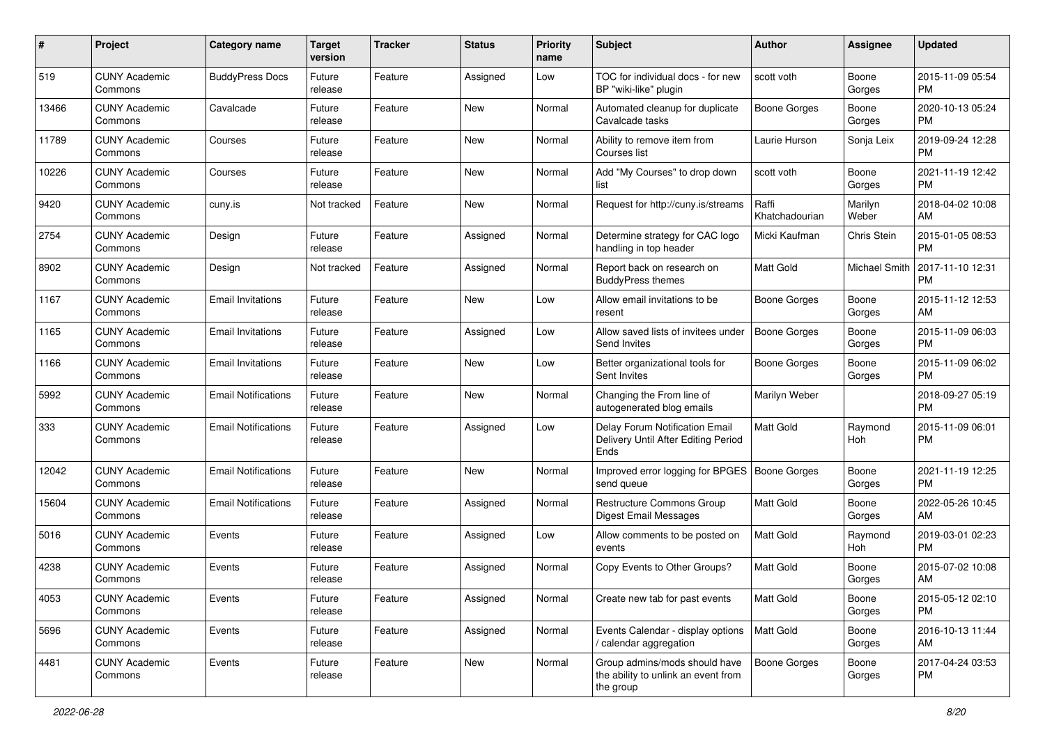| # | Project | Category name | Target version | Tracker | Status | Priority name | Subject | Author | Assignee | Updated |
|---|---|---|---|---|---|---|---|---|---|---|
| 519 | CUNY Academic Commons | BuddyPress Docs | Future release | Feature | Assigned | Low | TOC for individual docs - for new BP "wiki-like" plugin | scott voth | Boone Gorges | 2015-11-09 05:54 PM |
| 13466 | CUNY Academic Commons | Cavalcade | Future release | Feature | New | Normal | Automated cleanup for duplicate Cavalcade tasks | Boone Gorges | Boone Gorges | 2020-10-13 05:24 PM |
| 11789 | CUNY Academic Commons | Courses | Future release | Feature | New | Normal | Ability to remove item from Courses list | Laurie Hurson | Sonja Leix | 2019-09-24 12:28 PM |
| 10226 | CUNY Academic Commons | Courses | Future release | Feature | New | Normal | Add "My Courses" to drop down list | scott voth | Boone Gorges | 2021-11-19 12:42 PM |
| 9420 | CUNY Academic Commons | cuny.is | Not tracked | Feature | New | Normal | Request for http://cuny.is/streams | Raffi Khatchadourian | Marilyn Weber | 2018-04-02 10:08 AM |
| 2754 | CUNY Academic Commons | Design | Future release | Feature | Assigned | Normal | Determine strategy for CAC logo handling in top header | Micki Kaufman | Chris Stein | 2015-01-05 08:53 PM |
| 8902 | CUNY Academic Commons | Design | Not tracked | Feature | Assigned | Normal | Report back on research on BuddyPress themes | Matt Gold | Michael Smith | 2017-11-10 12:31 PM |
| 1167 | CUNY Academic Commons | Email Invitations | Future release | Feature | New | Low | Allow email invitations to be resent | Boone Gorges | Boone Gorges | 2015-11-12 12:53 AM |
| 1165 | CUNY Academic Commons | Email Invitations | Future release | Feature | Assigned | Low | Allow saved lists of invitees under Send Invites | Boone Gorges | Boone Gorges | 2015-11-09 06:03 PM |
| 1166 | CUNY Academic Commons | Email Invitations | Future release | Feature | New | Low | Better organizational tools for Sent Invites | Boone Gorges | Boone Gorges | 2015-11-09 06:02 PM |
| 5992 | CUNY Academic Commons | Email Notifications | Future release | Feature | New | Normal | Changing the From line of autogenerated blog emails | Marilyn Weber | | 2018-09-27 05:19 PM |
| 333 | CUNY Academic Commons | Email Notifications | Future release | Feature | Assigned | Low | Delay Forum Notification Email Delivery Until After Editing Period Ends | Matt Gold | Raymond Hoh | 2015-11-09 06:01 PM |
| 12042 | CUNY Academic Commons | Email Notifications | Future release | Feature | New | Normal | Improved error logging for BPGES send queue | Boone Gorges | Boone Gorges | 2021-11-19 12:25 PM |
| 15604 | CUNY Academic Commons | Email Notifications | Future release | Feature | Assigned | Normal | Restructure Commons Group Digest Email Messages | Matt Gold | Boone Gorges | 2022-05-26 10:45 AM |
| 5016 | CUNY Academic Commons | Events | Future release | Feature | Assigned | Low | Allow comments to be posted on events | Matt Gold | Raymond Hoh | 2019-03-01 02:23 PM |
| 4238 | CUNY Academic Commons | Events | Future release | Feature | Assigned | Normal | Copy Events to Other Groups? | Matt Gold | Boone Gorges | 2015-07-02 10:08 AM |
| 4053 | CUNY Academic Commons | Events | Future release | Feature | Assigned | Normal | Create new tab for past events | Matt Gold | Boone Gorges | 2015-05-12 02:10 PM |
| 5696 | CUNY Academic Commons | Events | Future release | Feature | Assigned | Normal | Events Calendar - display options / calendar aggregation | Matt Gold | Boone Gorges | 2016-10-13 11:44 AM |
| 4481 | CUNY Academic Commons | Events | Future release | Feature | New | Normal | Group admins/mods should have the ability to unlink an event from the group | Boone Gorges | Boone Gorges | 2017-04-24 03:53 PM |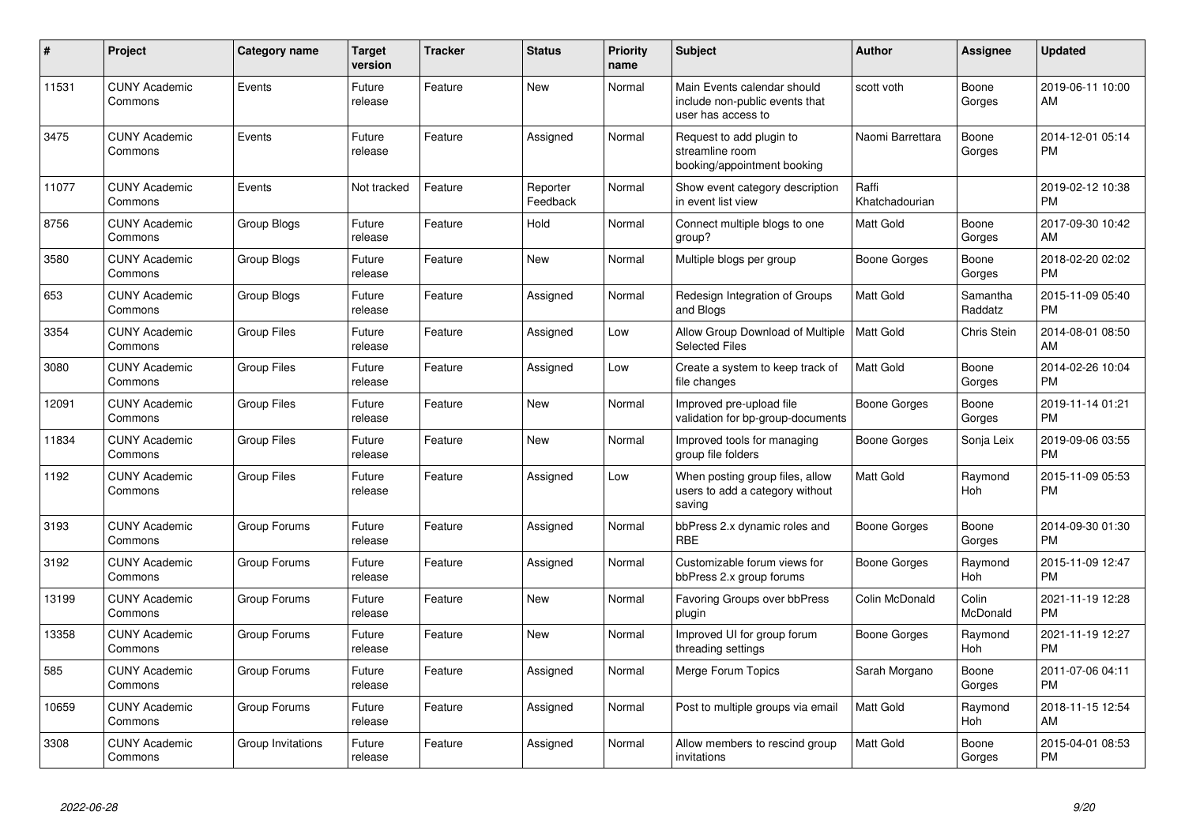| # | Project | Category name | Target version | Tracker | Status | Priority name | Subject | Author | Assignee | Updated |
|---|---|---|---|---|---|---|---|---|---|---|
| 11531 | CUNY Academic Commons | Events | Future release | Feature | New | Normal | Main Events calendar should include non-public events that user has access to | scott voth | Boone Gorges | 2019-06-11 10:00 AM |
| 3475 | CUNY Academic Commons | Events | Future release | Feature | Assigned | Normal | Request to add plugin to streamline room booking/appointment booking | Naomi Barrettara | Boone Gorges | 2014-12-01 05:14 PM |
| 11077 | CUNY Academic Commons | Events | Not tracked | Feature | Reporter Feedback | Normal | Show event category description in event list view | Raffi Khatchadourian | | 2019-02-12 10:38 PM |
| 8756 | CUNY Academic Commons | Group Blogs | Future release | Feature | Hold | Normal | Connect multiple blogs to one group? | Matt Gold | Boone Gorges | 2017-09-30 10:42 AM |
| 3580 | CUNY Academic Commons | Group Blogs | Future release | Feature | New | Normal | Multiple blogs per group | Boone Gorges | Boone Gorges | 2018-02-20 02:02 PM |
| 653 | CUNY Academic Commons | Group Blogs | Future release | Feature | Assigned | Normal | Redesign Integration of Groups and Blogs | Matt Gold | Samantha Raddatz | 2015-11-09 05:40 PM |
| 3354 | CUNY Academic Commons | Group Files | Future release | Feature | Assigned | Low | Allow Group Download of Multiple Selected Files | Matt Gold | Chris Stein | 2014-08-01 08:50 AM |
| 3080 | CUNY Academic Commons | Group Files | Future release | Feature | Assigned | Low | Create a system to keep track of file changes | Matt Gold | Boone Gorges | 2014-02-26 10:04 PM |
| 12091 | CUNY Academic Commons | Group Files | Future release | Feature | New | Normal | Improved pre-upload file validation for bp-group-documents | Boone Gorges | Boone Gorges | 2019-11-14 01:21 PM |
| 11834 | CUNY Academic Commons | Group Files | Future release | Feature | New | Normal | Improved tools for managing group file folders | Boone Gorges | Sonja Leix | 2019-09-06 03:55 PM |
| 1192 | CUNY Academic Commons | Group Files | Future release | Feature | Assigned | Low | When posting group files, allow users to add a category without saving | Matt Gold | Raymond Hoh | 2015-11-09 05:53 PM |
| 3193 | CUNY Academic Commons | Group Forums | Future release | Feature | Assigned | Normal | bbPress 2.x dynamic roles and RBE | Boone Gorges | Boone Gorges | 2014-09-30 01:30 PM |
| 3192 | CUNY Academic Commons | Group Forums | Future release | Feature | Assigned | Normal | Customizable forum views for bbPress 2.x group forums | Boone Gorges | Raymond Hoh | 2015-11-09 12:47 PM |
| 13199 | CUNY Academic Commons | Group Forums | Future release | Feature | New | Normal | Favoring Groups over bbPress plugin | Colin McDonald | Colin McDonald | 2021-11-19 12:28 PM |
| 13358 | CUNY Academic Commons | Group Forums | Future release | Feature | New | Normal | Improved UI for group forum threading settings | Boone Gorges | Raymond Hoh | 2021-11-19 12:27 PM |
| 585 | CUNY Academic Commons | Group Forums | Future release | Feature | Assigned | Normal | Merge Forum Topics | Sarah Morgano | Boone Gorges | 2011-07-06 04:11 PM |
| 10659 | CUNY Academic Commons | Group Forums | Future release | Feature | Assigned | Normal | Post to multiple groups via email | Matt Gold | Raymond Hoh | 2018-11-15 12:54 AM |
| 3308 | CUNY Academic Commons | Group Invitations | Future release | Feature | Assigned | Normal | Allow members to rescind group invitations | Matt Gold | Boone Gorges | 2015-04-01 08:53 PM |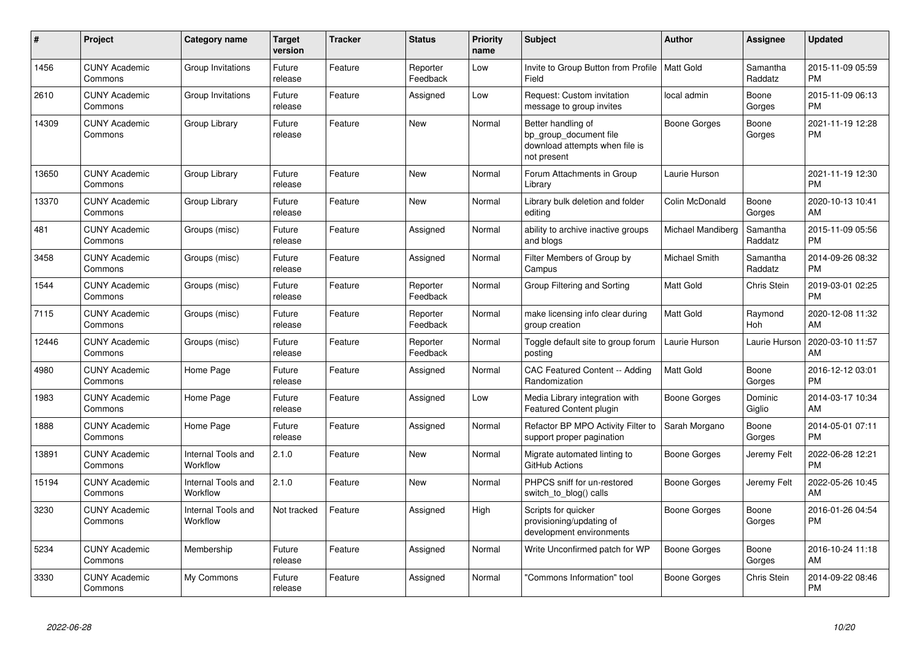| # | Project | Category name | Target version | Tracker | Status | Priority name | Subject | Author | Assignee | Updated |
|---|---|---|---|---|---|---|---|---|---|---|
| 1456 | CUNY Academic Commons | Group Invitations | Future release | Feature | Reporter Feedback | Low | Invite to Group Button from Profile Field | Matt Gold | Samantha Raddatz | 2015-11-09 05:59 PM |
| 2610 | CUNY Academic Commons | Group Invitations | Future release | Feature | Assigned | Low | Request: Custom invitation message to group invites | local admin | Boone Gorges | 2015-11-09 06:13 PM |
| 14309 | CUNY Academic Commons | Group Library | Future release | Feature | New | Normal | Better handling of bp_group_document file download attempts when file is not present | Boone Gorges | Boone Gorges | 2021-11-19 12:28 PM |
| 13650 | CUNY Academic Commons | Group Library | Future release | Feature | New | Normal | Forum Attachments in Group Library | Laurie Hurson | | 2021-11-19 12:30 PM |
| 13370 | CUNY Academic Commons | Group Library | Future release | Feature | New | Normal | Library bulk deletion and folder editing | Colin McDonald | Boone Gorges | 2020-10-13 10:41 AM |
| 481 | CUNY Academic Commons | Groups (misc) | Future release | Feature | Assigned | Normal | ability to archive inactive groups and blogs | Michael Mandiberg | Samantha Raddatz | 2015-11-09 05:56 PM |
| 3458 | CUNY Academic Commons | Groups (misc) | Future release | Feature | Assigned | Normal | Filter Members of Group by Campus | Michael Smith | Samantha Raddatz | 2014-09-26 08:32 PM |
| 1544 | CUNY Academic Commons | Groups (misc) | Future release | Feature | Reporter Feedback | Normal | Group Filtering and Sorting | Matt Gold | Chris Stein | 2019-03-01 02:25 PM |
| 7115 | CUNY Academic Commons | Groups (misc) | Future release | Feature | Reporter Feedback | Normal | make licensing info clear during group creation | Matt Gold | Raymond Hoh | 2020-12-08 11:32 AM |
| 12446 | CUNY Academic Commons | Groups (misc) | Future release | Feature | Reporter Feedback | Normal | Toggle default site to group forum posting | Laurie Hurson | Laurie Hurson | 2020-03-10 11:57 AM |
| 4980 | CUNY Academic Commons | Home Page | Future release | Feature | Assigned | Normal | CAC Featured Content -- Adding Randomization | Matt Gold | Boone Gorges | 2016-12-12 03:01 PM |
| 1983 | CUNY Academic Commons | Home Page | Future release | Feature | Assigned | Low | Media Library integration with Featured Content plugin | Boone Gorges | Dominic Giglio | 2014-03-17 10:34 AM |
| 1888 | CUNY Academic Commons | Home Page | Future release | Feature | Assigned | Normal | Refactor BP MPO Activity Filter to support proper pagination | Sarah Morgano | Boone Gorges | 2014-05-01 07:11 PM |
| 13891 | CUNY Academic Commons | Internal Tools and Workflow | 2.1.0 | Feature | New | Normal | Migrate automated linting to GitHub Actions | Boone Gorges | Jeremy Felt | 2022-06-28 12:21 PM |
| 15194 | CUNY Academic Commons | Internal Tools and Workflow | 2.1.0 | Feature | New | Normal | PHPCS sniff for un-restored switch_to_blog() calls | Boone Gorges | Jeremy Felt | 2022-05-26 10:45 AM |
| 3230 | CUNY Academic Commons | Internal Tools and Workflow | Not tracked | Feature | Assigned | High | Scripts for quicker provisioning/updating of development environments | Boone Gorges | Boone Gorges | 2016-01-26 04:54 PM |
| 5234 | CUNY Academic Commons | Membership | Future release | Feature | Assigned | Normal | Write Unconfirmed patch for WP | Boone Gorges | Boone Gorges | 2016-10-24 11:18 AM |
| 3330 | CUNY Academic Commons | My Commons | Future release | Feature | Assigned | Normal | "Commons Information" tool | Boone Gorges | Chris Stein | 2014-09-22 08:46 PM |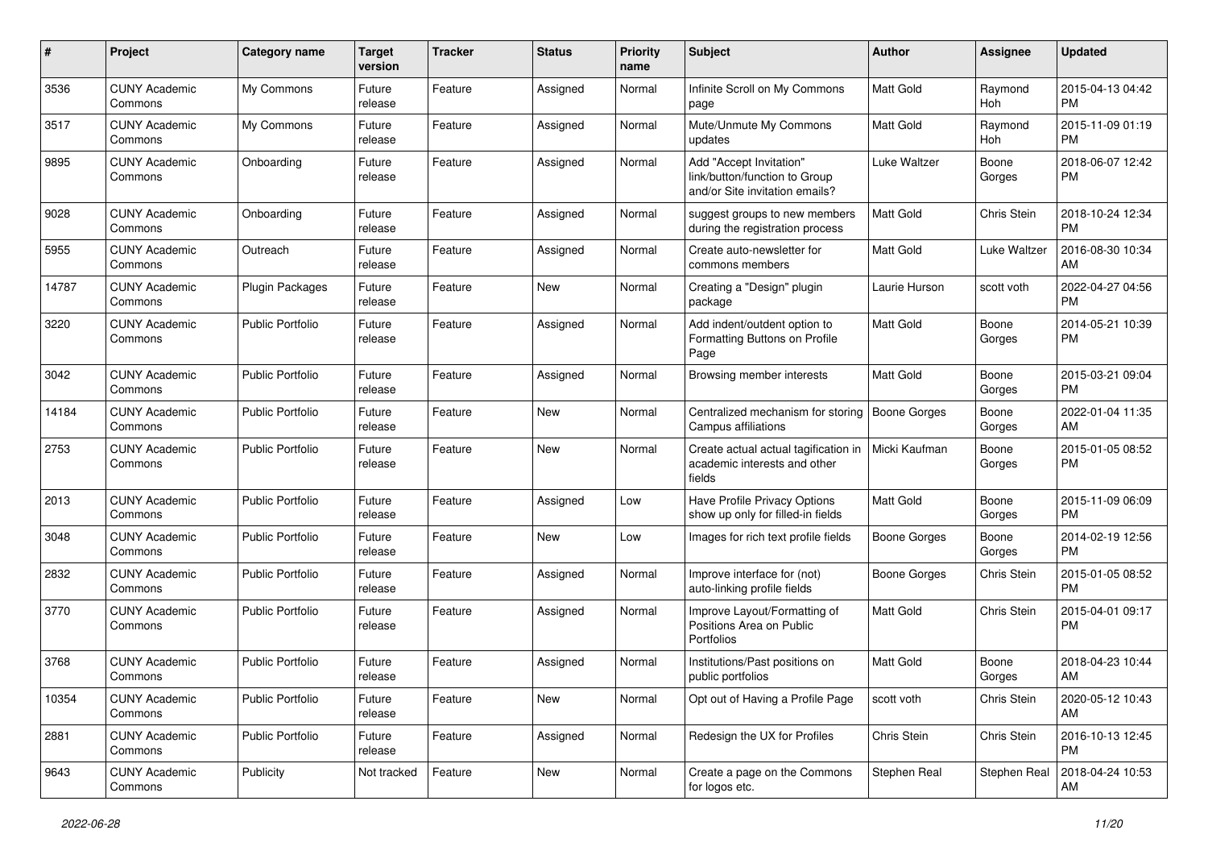| # | Project | Category name | Target version | Tracker | Status | Priority name | Subject | Author | Assignee | Updated |
|---|---|---|---|---|---|---|---|---|---|---|
| 3536 | CUNY Academic Commons | My Commons | Future release | Feature | Assigned | Normal | Infinite Scroll on My Commons page | Matt Gold | Raymond Hoh | 2015-04-13 04:42 PM |
| 3517 | CUNY Academic Commons | My Commons | Future release | Feature | Assigned | Normal | Mute/Unmute My Commons updates | Matt Gold | Raymond Hoh | 2015-11-09 01:19 PM |
| 9895 | CUNY Academic Commons | Onboarding | Future release | Feature | Assigned | Normal | Add "Accept Invitation" link/button/function to Group and/or Site invitation emails? | Luke Waltzer | Boone Gorges | 2018-06-07 12:42 PM |
| 9028 | CUNY Academic Commons | Onboarding | Future release | Feature | Assigned | Normal | suggest groups to new members during the registration process | Matt Gold | Chris Stein | 2018-10-24 12:34 PM |
| 5955 | CUNY Academic Commons | Outreach | Future release | Feature | Assigned | Normal | Create auto-newsletter for commons members | Matt Gold | Luke Waltzer | 2016-08-30 10:34 AM |
| 14787 | CUNY Academic Commons | Plugin Packages | Future release | Feature | New | Normal | Creating a "Design" plugin package | Laurie Hurson | scott voth | 2022-04-27 04:56 PM |
| 3220 | CUNY Academic Commons | Public Portfolio | Future release | Feature | Assigned | Normal | Add indent/outdent option to Formatting Buttons on Profile Page | Matt Gold | Boone Gorges | 2014-05-21 10:39 PM |
| 3042 | CUNY Academic Commons | Public Portfolio | Future release | Feature | Assigned | Normal | Browsing member interests | Matt Gold | Boone Gorges | 2015-03-21 09:04 PM |
| 14184 | CUNY Academic Commons | Public Portfolio | Future release | Feature | New | Normal | Centralized mechanism for storing Campus affiliations | Boone Gorges | Boone Gorges | 2022-01-04 11:35 AM |
| 2753 | CUNY Academic Commons | Public Portfolio | Future release | Feature | New | Normal | Create actual actual tagification in academic interests and other fields | Micki Kaufman | Boone Gorges | 2015-01-05 08:52 PM |
| 2013 | CUNY Academic Commons | Public Portfolio | Future release | Feature | Assigned | Low | Have Profile Privacy Options show up only for filled-in fields | Matt Gold | Boone Gorges | 2015-11-09 06:09 PM |
| 3048 | CUNY Academic Commons | Public Portfolio | Future release | Feature | New | Low | Images for rich text profile fields | Boone Gorges | Boone Gorges | 2014-02-19 12:56 PM |
| 2832 | CUNY Academic Commons | Public Portfolio | Future release | Feature | Assigned | Normal | Improve interface for (not) auto-linking profile fields | Boone Gorges | Chris Stein | 2015-01-05 08:52 PM |
| 3770 | CUNY Academic Commons | Public Portfolio | Future release | Feature | Assigned | Normal | Improve Layout/Formatting of Positions Area on Public Portfolios | Matt Gold | Chris Stein | 2015-04-01 09:17 PM |
| 3768 | CUNY Academic Commons | Public Portfolio | Future release | Feature | Assigned | Normal | Institutions/Past positions on public portfolios | Matt Gold | Boone Gorges | 2018-04-23 10:44 AM |
| 10354 | CUNY Academic Commons | Public Portfolio | Future release | Feature | New | Normal | Opt out of Having a Profile Page | scott voth | Chris Stein | 2020-05-12 10:43 AM |
| 2881 | CUNY Academic Commons | Public Portfolio | Future release | Feature | Assigned | Normal | Redesign the UX for Profiles | Chris Stein | Chris Stein | 2016-10-13 12:45 PM |
| 9643 | CUNY Academic Commons | Publicity | Not tracked | Feature | New | Normal | Create a page on the Commons for logos etc. | Stephen Real | Stephen Real | 2018-04-24 10:53 AM |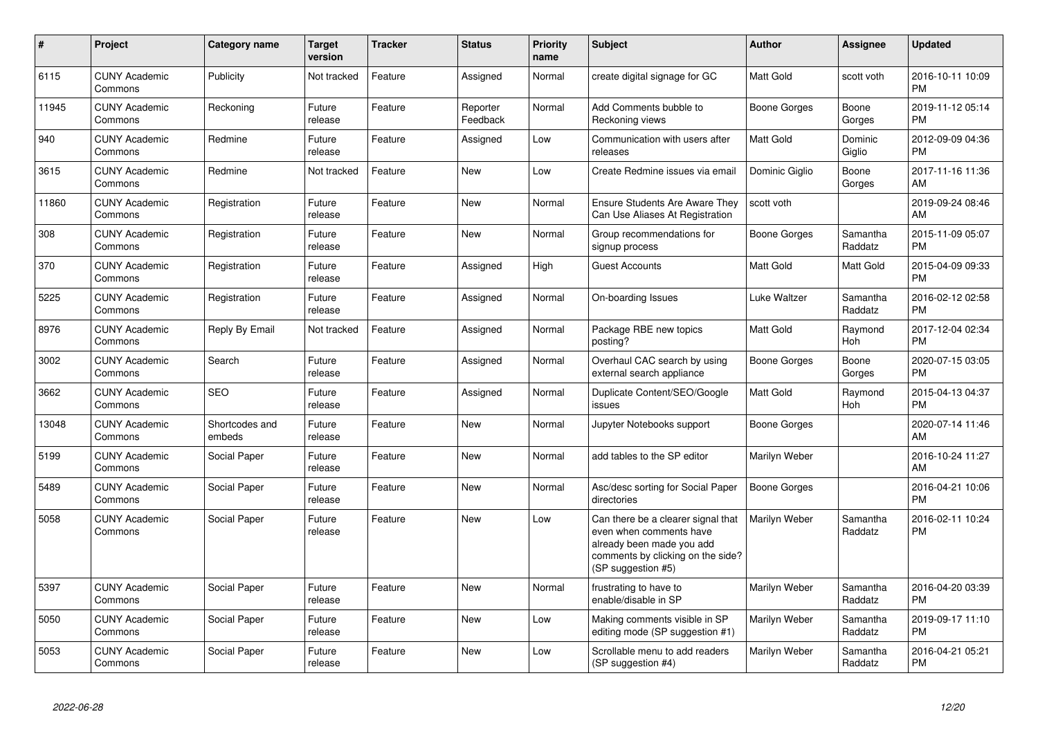| # | Project | Category name | Target version | Tracker | Status | Priority name | Subject | Author | Assignee | Updated |
|---|---|---|---|---|---|---|---|---|---|---|
| 6115 | CUNY Academic Commons | Publicity | Not tracked | Feature | Assigned | Normal | create digital signage for GC | Matt Gold | scott voth | 2016-10-11 10:09 PM |
| 11945 | CUNY Academic Commons | Reckoning | Future release | Feature | Reporter Feedback | Normal | Add Comments bubble to Reckoning views | Boone Gorges | Boone Gorges | 2019-11-12 05:14 PM |
| 940 | CUNY Academic Commons | Redmine | Future release | Feature | Assigned | Low | Communication with users after releases | Matt Gold | Dominic Giglio | 2012-09-09 04:36 PM |
| 3615 | CUNY Academic Commons | Redmine | Not tracked | Feature | New | Low | Create Redmine issues via email | Dominic Giglio | Boone Gorges | 2017-11-16 11:36 AM |
| 11860 | CUNY Academic Commons | Registration | Future release | Feature | New | Normal | Ensure Students Are Aware They Can Use Aliases At Registration | scott voth | | 2019-09-24 08:46 AM |
| 308 | CUNY Academic Commons | Registration | Future release | Feature | New | Normal | Group recommendations for signup process | Boone Gorges | Samantha Raddatz | 2015-11-09 05:07 PM |
| 370 | CUNY Academic Commons | Registration | Future release | Feature | Assigned | High | Guest Accounts | Matt Gold | Matt Gold | 2015-04-09 09:33 PM |
| 5225 | CUNY Academic Commons | Registration | Future release | Feature | Assigned | Normal | On-boarding Issues | Luke Waltzer | Samantha Raddatz | 2016-02-12 02:58 PM |
| 8976 | CUNY Academic Commons | Reply By Email | Not tracked | Feature | Assigned | Normal | Package RBE new topics posting? | Matt Gold | Raymond Hoh | 2017-12-04 02:34 PM |
| 3002 | CUNY Academic Commons | Search | Future release | Feature | Assigned | Normal | Overhaul CAC search by using external search appliance | Boone Gorges | Boone Gorges | 2020-07-15 03:05 PM |
| 3662 | CUNY Academic Commons | SEO | Future release | Feature | Assigned | Normal | Duplicate Content/SEO/Google issues | Matt Gold | Raymond Hoh | 2015-04-13 04:37 PM |
| 13048 | CUNY Academic Commons | Shortcodes and embeds | Future release | Feature | New | Normal | Jupyter Notebooks support | Boone Gorges | | 2020-07-14 11:46 AM |
| 5199 | CUNY Academic Commons | Social Paper | Future release | Feature | New | Normal | add tables to the SP editor | Marilyn Weber | | 2016-10-24 11:27 AM |
| 5489 | CUNY Academic Commons | Social Paper | Future release | Feature | New | Normal | Asc/desc sorting for Social Paper directories | Boone Gorges | | 2016-04-21 10:06 PM |
| 5058 | CUNY Academic Commons | Social Paper | Future release | Feature | New | Low | Can there be a clearer signal that even when comments have already been made you add comments by clicking on the side? (SP suggestion #5) | Marilyn Weber | Samantha Raddatz | 2016-02-11 10:24 PM |
| 5397 | CUNY Academic Commons | Social Paper | Future release | Feature | New | Normal | frustrating to have to enable/disable in SP | Marilyn Weber | Samantha Raddatz | 2016-04-20 03:39 PM |
| 5050 | CUNY Academic Commons | Social Paper | Future release | Feature | New | Low | Making comments visible in SP editing mode (SP suggestion #1) | Marilyn Weber | Samantha Raddatz | 2019-09-17 11:10 PM |
| 5053 | CUNY Academic Commons | Social Paper | Future release | Feature | New | Low | Scrollable menu to add readers (SP suggestion #4) | Marilyn Weber | Samantha Raddatz | 2016-04-21 05:21 PM |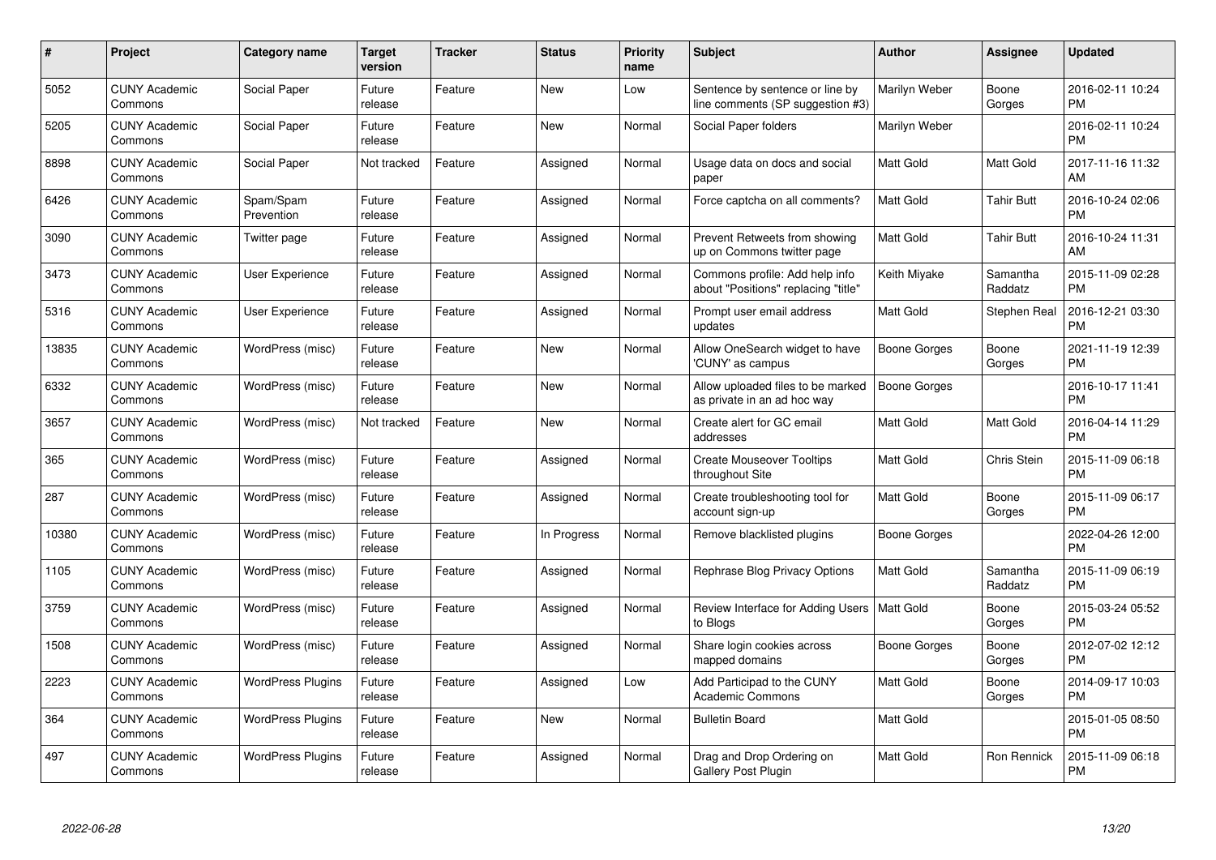| # | Project | Category name | Target version | Tracker | Status | Priority name | Subject | Author | Assignee | Updated |
|---|---|---|---|---|---|---|---|---|---|---|
| 5052 | CUNY Academic Commons | Social Paper | Future release | Feature | New | Low | Sentence by sentence or line by line comments (SP suggestion #3) | Marilyn Weber | Boone Gorges | 2016-02-11 10:24 PM |
| 5205 | CUNY Academic Commons | Social Paper | Future release | Feature | New | Normal | Social Paper folders | Marilyn Weber | | 2016-02-11 10:24 PM |
| 8898 | CUNY Academic Commons | Social Paper | Not tracked | Feature | Assigned | Normal | Usage data on docs and social paper | Matt Gold | Matt Gold | 2017-11-16 11:32 AM |
| 6426 | CUNY Academic Commons | Spam/Spam Prevention | Future release | Feature | Assigned | Normal | Force captcha on all comments? | Matt Gold | Tahir Butt | 2016-10-24 02:06 PM |
| 3090 | CUNY Academic Commons | Twitter page | Future release | Feature | Assigned | Normal | Prevent Retweets from showing up on Commons twitter page | Matt Gold | Tahir Butt | 2016-10-24 11:31 AM |
| 3473 | CUNY Academic Commons | User Experience | Future release | Feature | Assigned | Normal | Commons profile: Add help info about "Positions" replacing "title" | Keith Miyake | Samantha Raddatz | 2015-11-09 02:28 PM |
| 5316 | CUNY Academic Commons | User Experience | Future release | Feature | Assigned | Normal | Prompt user email address updates | Matt Gold | Stephen Real | 2016-12-21 03:30 PM |
| 13835 | CUNY Academic Commons | WordPress (misc) | Future release | Feature | New | Normal | Allow OneSearch widget to have 'CUNY' as campus | Boone Gorges | Boone Gorges | 2021-11-19 12:39 PM |
| 6332 | CUNY Academic Commons | WordPress (misc) | Future release | Feature | New | Normal | Allow uploaded files to be marked as private in an ad hoc way | Boone Gorges | | 2016-10-17 11:41 PM |
| 3657 | CUNY Academic Commons | WordPress (misc) | Not tracked | Feature | New | Normal | Create alert for GC email addresses | Matt Gold | Matt Gold | 2016-04-14 11:29 PM |
| 365 | CUNY Academic Commons | WordPress (misc) | Future release | Feature | Assigned | Normal | Create Mouseover Tooltips throughout Site | Matt Gold | Chris Stein | 2015-11-09 06:18 PM |
| 287 | CUNY Academic Commons | WordPress (misc) | Future release | Feature | Assigned | Normal | Create troubleshooting tool for account sign-up | Matt Gold | Boone Gorges | 2015-11-09 06:17 PM |
| 10380 | CUNY Academic Commons | WordPress (misc) | Future release | Feature | In Progress | Normal | Remove blacklisted plugins | Boone Gorges | | 2022-04-26 12:00 PM |
| 1105 | CUNY Academic Commons | WordPress (misc) | Future release | Feature | Assigned | Normal | Rephrase Blog Privacy Options | Matt Gold | Samantha Raddatz | 2015-11-09 06:19 PM |
| 3759 | CUNY Academic Commons | WordPress (misc) | Future release | Feature | Assigned | Normal | Review Interface for Adding Users to Blogs | Matt Gold | Boone Gorges | 2015-03-24 05:52 PM |
| 1508 | CUNY Academic Commons | WordPress (misc) | Future release | Feature | Assigned | Normal | Share login cookies across mapped domains | Boone Gorges | Boone Gorges | 2012-07-02 12:12 PM |
| 2223 | CUNY Academic Commons | WordPress Plugins | Future release | Feature | Assigned | Low | Add Participad to the CUNY Academic Commons | Matt Gold | Boone Gorges | 2014-09-17 10:03 PM |
| 364 | CUNY Academic Commons | WordPress Plugins | Future release | Feature | New | Normal | Bulletin Board | Matt Gold | | 2015-01-05 08:50 PM |
| 497 | CUNY Academic Commons | WordPress Plugins | Future release | Feature | Assigned | Normal | Drag and Drop Ordering on Gallery Post Plugin | Matt Gold | Ron Rennick | 2015-11-09 06:18 PM |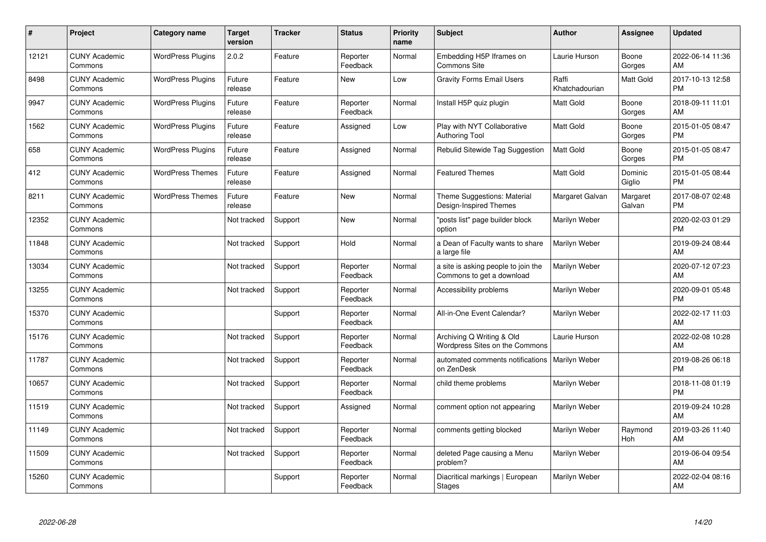| # | Project | Category name | Target version | Tracker | Status | Priority name | Subject | Author | Assignee | Updated |
|---|---|---|---|---|---|---|---|---|---|---|
| 12121 | CUNY Academic Commons | WordPress Plugins | 2.0.2 | Feature | Reporter Feedback | Normal | Embedding H5P Iframes on Commons Site | Laurie Hurson | Boone Gorges | 2022-06-14 11:36 AM |
| 8498 | CUNY Academic Commons | WordPress Plugins | Future release | Feature | New | Low | Gravity Forms Email Users | Raffi Khatchadourian | Matt Gold | 2017-10-13 12:58 PM |
| 9947 | CUNY Academic Commons | WordPress Plugins | Future release | Feature | Reporter Feedback | Normal | Install H5P quiz plugin | Matt Gold | Boone Gorges | 2018-09-11 11:01 AM |
| 1562 | CUNY Academic Commons | WordPress Plugins | Future release | Feature | Assigned | Low | Play with NYT Collaborative Authoring Tool | Matt Gold | Boone Gorges | 2015-01-05 08:47 PM |
| 658 | CUNY Academic Commons | WordPress Plugins | Future release | Feature | Assigned | Normal | Rebulid Sitewide Tag Suggestion | Matt Gold | Boone Gorges | 2015-01-05 08:47 PM |
| 412 | CUNY Academic Commons | WordPress Themes | Future release | Feature | Assigned | Normal | Featured Themes | Matt Gold | Dominic Giglio | 2015-01-05 08:44 PM |
| 8211 | CUNY Academic Commons | WordPress Themes | Future release | Feature | New | Normal | Theme Suggestions: Material Design-Inspired Themes | Margaret Galvan | Margaret Galvan | 2017-08-07 02:48 PM |
| 12352 | CUNY Academic Commons | | Not tracked | Support | New | Normal | "posts list" page builder block option | Marilyn Weber | | 2020-02-03 01:29 PM |
| 11848 | CUNY Academic Commons | | Not tracked | Support | Hold | Normal | a Dean of Faculty wants to share a large file | Marilyn Weber | | 2019-09-24 08:44 AM |
| 13034 | CUNY Academic Commons | | Not tracked | Support | Reporter Feedback | Normal | a site is asking people to join the Commons to get a download | Marilyn Weber | | 2020-07-12 07:23 AM |
| 13255 | CUNY Academic Commons | | Not tracked | Support | Reporter Feedback | Normal | Accessibility problems | Marilyn Weber | | 2020-09-01 05:48 PM |
| 15370 | CUNY Academic Commons | | | Support | Reporter Feedback | Normal | All-in-One Event Calendar? | Marilyn Weber | | 2022-02-17 11:03 AM |
| 15176 | CUNY Academic Commons | | Not tracked | Support | Reporter Feedback | Normal | Archiving Q Writing & Old Wordpress Sites on the Commons | Laurie Hurson | | 2022-02-08 10:28 AM |
| 11787 | CUNY Academic Commons | | Not tracked | Support | Reporter Feedback | Normal | automated comments notifications on ZenDesk | Marilyn Weber | | 2019-08-26 06:18 PM |
| 10657 | CUNY Academic Commons | | Not tracked | Support | Reporter Feedback | Normal | child theme problems | Marilyn Weber | | 2018-11-08 01:19 PM |
| 11519 | CUNY Academic Commons | | Not tracked | Support | Assigned | Normal | comment option not appearing | Marilyn Weber | | 2019-09-24 10:28 AM |
| 11149 | CUNY Academic Commons | | Not tracked | Support | Reporter Feedback | Normal | comments getting blocked | Marilyn Weber | Raymond Hoh | 2019-03-26 11:40 AM |
| 11509 | CUNY Academic Commons | | Not tracked | Support | Reporter Feedback | Normal | deleted Page causing a Menu problem? | Marilyn Weber | | 2019-06-04 09:54 AM |
| 15260 | CUNY Academic Commons | | | Support | Reporter Feedback | Normal | Diacritical markings \| European Stages | Marilyn Weber | | 2022-02-04 08:16 AM |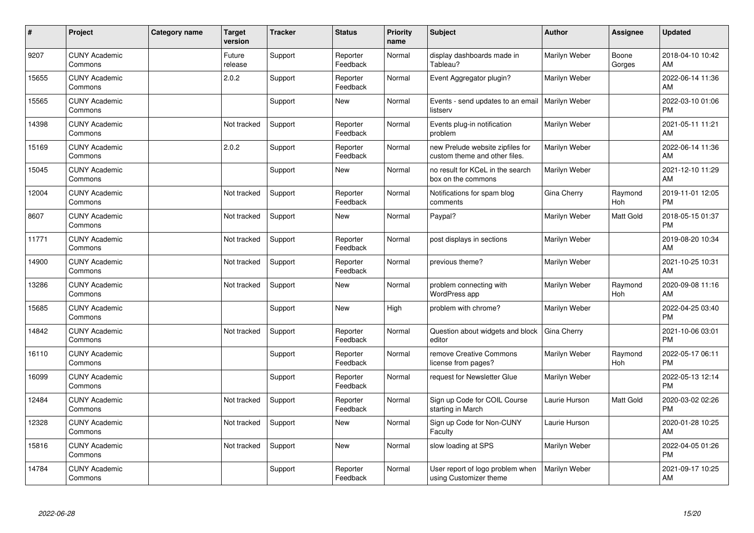| # | Project | Category name | Target version | Tracker | Status | Priority name | Subject | Author | Assignee | Updated |
|---|---|---|---|---|---|---|---|---|---|---|
| 9207 | CUNY Academic Commons | | Future release | Support | Reporter Feedback | Normal | display dashboards made in Tableau? | Marilyn Weber | Boone Gorges | 2018-04-10 10:42 AM |
| 15655 | CUNY Academic Commons | | 2.0.2 | Support | Reporter Feedback | Normal | Event Aggregator plugin? | Marilyn Weber | | 2022-06-14 11:36 AM |
| 15565 | CUNY Academic Commons | | | Support | New | Normal | Events - send updates to an email listserv | Marilyn Weber | | 2022-03-10 01:06 PM |
| 14398 | CUNY Academic Commons | | Not tracked | Support | Reporter Feedback | Normal | Events plug-in notification problem | Marilyn Weber | | 2021-05-11 11:21 AM |
| 15169 | CUNY Academic Commons | | 2.0.2 | Support | Reporter Feedback | Normal | new Prelude website zipfiles for custom theme and other files. | Marilyn Weber | | 2022-06-14 11:36 AM |
| 15045 | CUNY Academic Commons | | | Support | New | Normal | no result for KCeL in the search box on the commons | Marilyn Weber | | 2021-12-10 11:29 AM |
| 12004 | CUNY Academic Commons | | Not tracked | Support | Reporter Feedback | Normal | Notifications for spam blog comments | Gina Cherry | Raymond Hoh | 2019-11-01 12:05 PM |
| 8607 | CUNY Academic Commons | | Not tracked | Support | New | Normal | Paypal? | Marilyn Weber | Matt Gold | 2018-05-15 01:37 PM |
| 11771 | CUNY Academic Commons | | Not tracked | Support | Reporter Feedback | Normal | post displays in sections | Marilyn Weber | | 2019-08-20 10:34 AM |
| 14900 | CUNY Academic Commons | | Not tracked | Support | Reporter Feedback | Normal | previous theme? | Marilyn Weber | | 2021-10-25 10:31 AM |
| 13286 | CUNY Academic Commons | | Not tracked | Support | New | Normal | problem connecting with WordPress app | Marilyn Weber | Raymond Hoh | 2020-09-08 11:16 AM |
| 15685 | CUNY Academic Commons | | | Support | New | High | problem with chrome? | Marilyn Weber | | 2022-04-25 03:40 PM |
| 14842 | CUNY Academic Commons | | Not tracked | Support | Reporter Feedback | Normal | Question about widgets and block editor | Gina Cherry | | 2021-10-06 03:01 PM |
| 16110 | CUNY Academic Commons | | | Support | Reporter Feedback | Normal | remove Creative Commons license from pages? | Marilyn Weber | Raymond Hoh | 2022-05-17 06:11 PM |
| 16099 | CUNY Academic Commons | | | Support | Reporter Feedback | Normal | request for Newsletter Glue | Marilyn Weber | | 2022-05-13 12:14 PM |
| 12484 | CUNY Academic Commons | | Not tracked | Support | Reporter Feedback | Normal | Sign up Code for COIL Course starting in March | Laurie Hurson | Matt Gold | 2020-03-02 02:26 PM |
| 12328 | CUNY Academic Commons | | Not tracked | Support | New | Normal | Sign up Code for Non-CUNY Faculty | Laurie Hurson | | 2020-01-28 10:25 AM |
| 15816 | CUNY Academic Commons | | Not tracked | Support | New | Normal | slow loading at SPS | Marilyn Weber | | 2022-04-05 01:26 PM |
| 14784 | CUNY Academic Commons | | | Support | Reporter Feedback | Normal | User report of logo problem when using Customizer theme | Marilyn Weber | | 2021-09-17 10:25 AM |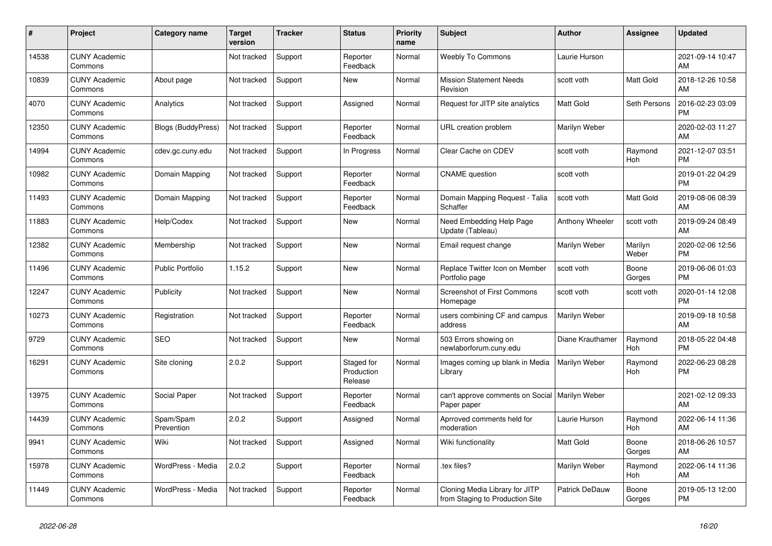| # | Project | Category name | Target version | Tracker | Status | Priority name | Subject | Author | Assignee | Updated |
|---|---|---|---|---|---|---|---|---|---|---|
| 14538 | CUNY Academic Commons | | Not tracked | Support | Reporter Feedback | Normal | Weebly To Commons | Laurie Hurson | | 2021-09-14 10:47 AM |
| 10839 | CUNY Academic Commons | About page | Not tracked | Support | New | Normal | Mission Statement Needs Revision | scott voth | Matt Gold | 2018-12-26 10:58 AM |
| 4070 | CUNY Academic Commons | Analytics | Not tracked | Support | Assigned | Normal | Request for JITP site analytics | Matt Gold | Seth Persons | 2016-02-23 03:09 PM |
| 12350 | CUNY Academic Commons | Blogs (BuddyPress) | Not tracked | Support | Reporter Feedback | Normal | URL creation problem | Marilyn Weber | | 2020-02-03 11:27 AM |
| 14994 | CUNY Academic Commons | cdev.gc.cuny.edu | Not tracked | Support | In Progress | Normal | Clear Cache on CDEV | scott voth | Raymond Hoh | 2021-12-07 03:51 PM |
| 10982 | CUNY Academic Commons | Domain Mapping | Not tracked | Support | Reporter Feedback | Normal | CNAME question | scott voth | | 2019-01-22 04:29 PM |
| 11493 | CUNY Academic Commons | Domain Mapping | Not tracked | Support | Reporter Feedback | Normal | Domain Mapping Request - Talia Schaffer | scott voth | Matt Gold | 2019-08-06 08:39 AM |
| 11883 | CUNY Academic Commons | Help/Codex | Not tracked | Support | New | Normal | Need Embedding Help Page Update (Tableau) | Anthony Wheeler | scott voth | 2019-09-24 08:49 AM |
| 12382 | CUNY Academic Commons | Membership | Not tracked | Support | New | Normal | Email request change | Marilyn Weber | Marilyn Weber | 2020-02-06 12:56 PM |
| 11496 | CUNY Academic Commons | Public Portfolio | 1.15.2 | Support | New | Normal | Replace Twitter Icon on Member Portfolio page | scott voth | Boone Gorges | 2019-06-06 01:03 PM |
| 12247 | CUNY Academic Commons | Publicity | Not tracked | Support | New | Normal | Screenshot of First Commons Homepage | scott voth | scott voth | 2020-01-14 12:08 PM |
| 10273 | CUNY Academic Commons | Registration | Not tracked | Support | Reporter Feedback | Normal | users combining CF and campus address | Marilyn Weber | | 2019-09-18 10:58 AM |
| 9729 | CUNY Academic Commons | SEO | Not tracked | Support | New | Normal | 503 Errors showing on newlaborforum.cuny.edu | Diane Krauthamer | Raymond Hoh | 2018-05-22 04:48 PM |
| 16291 | CUNY Academic Commons | Site cloning | 2.0.2 | Support | Staged for Production Release | Normal | Images coming up blank in Media Library | Marilyn Weber | Raymond Hoh | 2022-06-23 08:28 PM |
| 13975 | CUNY Academic Commons | Social Paper | Not tracked | Support | Reporter Feedback | Normal | can't approve comments on Social Paper paper | Marilyn Weber | | 2021-02-12 09:33 AM |
| 14439 | CUNY Academic Commons | Spam/Spam Prevention | 2.0.2 | Support | Assigned | Normal | Aprroved comments held for moderation | Laurie Hurson | Raymond Hoh | 2022-06-14 11:36 AM |
| 9941 | CUNY Academic Commons | Wiki | Not tracked | Support | Assigned | Normal | Wiki functionality | Matt Gold | Boone Gorges | 2018-06-26 10:57 AM |
| 15978 | CUNY Academic Commons | WordPress - Media | 2.0.2 | Support | Reporter Feedback | Normal | .tex files? | Marilyn Weber | Raymond Hoh | 2022-06-14 11:36 AM |
| 11449 | CUNY Academic Commons | WordPress - Media | Not tracked | Support | Reporter Feedback | Normal | Cloning Media Library for JITP from Staging to Production Site | Patrick DeDauw | Boone Gorges | 2019-05-13 12:00 PM |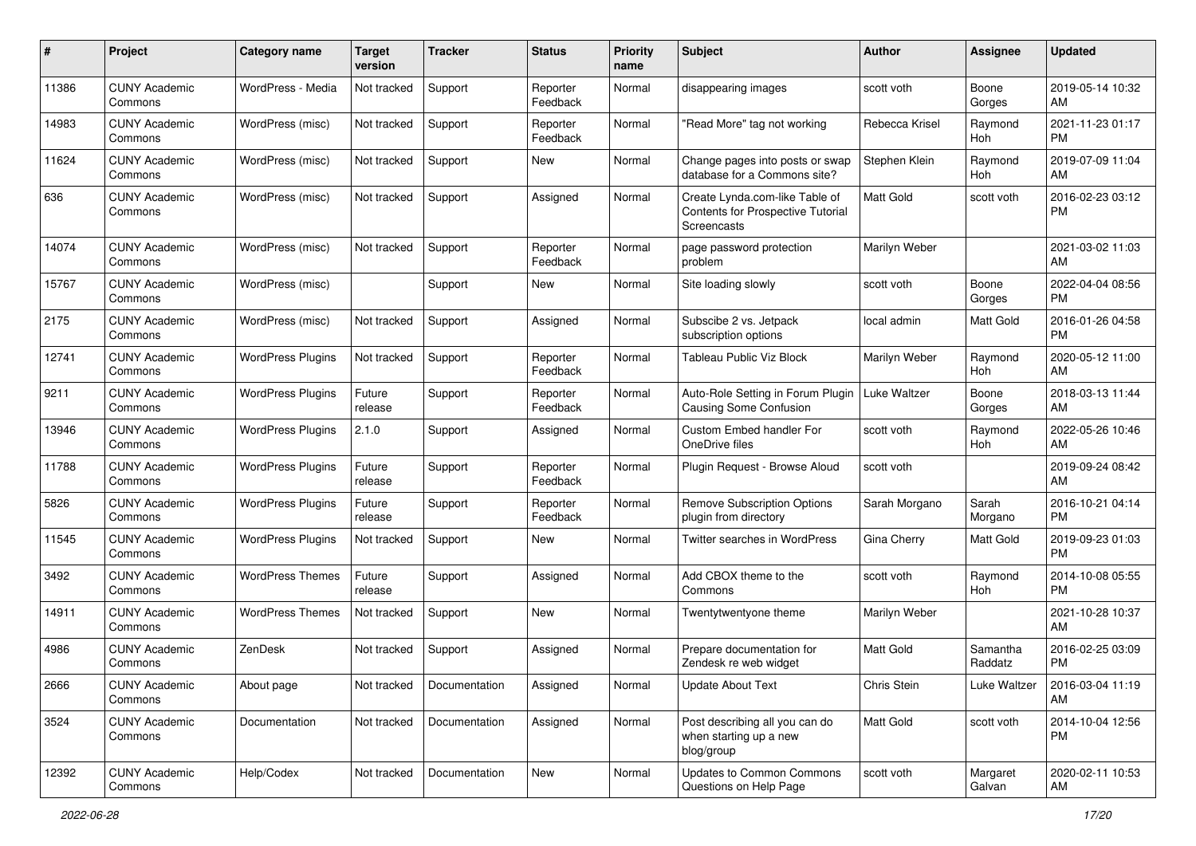| # | Project | Category name | Target version | Tracker | Status | Priority name | Subject | Author | Assignee | Updated |
|---|---|---|---|---|---|---|---|---|---|---|
| 11386 | CUNY Academic Commons | WordPress - Media | Not tracked | Support | Reporter Feedback | Normal | disappearing images | scott voth | Boone Gorges | 2019-05-14 10:32 AM |
| 14983 | CUNY Academic Commons | WordPress (misc) | Not tracked | Support | Reporter Feedback | Normal | "Read More" tag not working | Rebecca Krisel | Raymond Hoh | 2021-11-23 01:17 PM |
| 11624 | CUNY Academic Commons | WordPress (misc) | Not tracked | Support | New | Normal | Change pages into posts or swap database for a Commons site? | Stephen Klein | Raymond Hoh | 2019-07-09 11:04 AM |
| 636 | CUNY Academic Commons | WordPress (misc) | Not tracked | Support | Assigned | Normal | Create Lynda.com-like Table of Contents for Prospective Tutorial Screencasts | Matt Gold | scott voth | 2016-02-23 03:12 PM |
| 14074 | CUNY Academic Commons | WordPress (misc) | Not tracked | Support | Reporter Feedback | Normal | page password protection problem | Marilyn Weber | | 2021-03-02 11:03 AM |
| 15767 | CUNY Academic Commons | WordPress (misc) | | Support | New | Normal | Site loading slowly | scott voth | Boone Gorges | 2022-04-04 08:56 PM |
| 2175 | CUNY Academic Commons | WordPress (misc) | Not tracked | Support | Assigned | Normal | Subscibe 2 vs. Jetpack subscription options | local admin | Matt Gold | 2016-01-26 04:58 PM |
| 12741 | CUNY Academic Commons | WordPress Plugins | Not tracked | Support | Reporter Feedback | Normal | Tableau Public Viz Block | Marilyn Weber | Raymond Hoh | 2020-05-12 11:00 AM |
| 9211 | CUNY Academic Commons | WordPress Plugins | Future release | Support | Reporter Feedback | Normal | Auto-Role Setting in Forum Plugin Causing Some Confusion | Luke Waltzer | Boone Gorges | 2018-03-13 11:44 AM |
| 13946 | CUNY Academic Commons | WordPress Plugins | 2.1.0 | Support | Assigned | Normal | Custom Embed handler For OneDrive files | scott voth | Raymond Hoh | 2022-05-26 10:46 AM |
| 11788 | CUNY Academic Commons | WordPress Plugins | Future release | Support | Reporter Feedback | Normal | Plugin Request - Browse Aloud | scott voth | | 2019-09-24 08:42 AM |
| 5826 | CUNY Academic Commons | WordPress Plugins | Future release | Support | Reporter Feedback | Normal | Remove Subscription Options plugin from directory | Sarah Morgano | Sarah Morgano | 2016-10-21 04:14 PM |
| 11545 | CUNY Academic Commons | WordPress Plugins | Not tracked | Support | New | Normal | Twitter searches in WordPress | Gina Cherry | Matt Gold | 2019-09-23 01:03 PM |
| 3492 | CUNY Academic Commons | WordPress Themes | Future release | Support | Assigned | Normal | Add CBOX theme to the Commons | scott voth | Raymond Hoh | 2014-10-08 05:55 PM |
| 14911 | CUNY Academic Commons | WordPress Themes | Not tracked | Support | New | Normal | Twentytwentyone theme | Marilyn Weber | | 2021-10-28 10:37 AM |
| 4986 | CUNY Academic Commons | ZenDesk | Not tracked | Support | Assigned | Normal | Prepare documentation for Zendesk re web widget | Matt Gold | Samantha Raddatz | 2016-02-25 03:09 PM |
| 2666 | CUNY Academic Commons | About page | Not tracked | Documentation | Assigned | Normal | Update About Text | Chris Stein | Luke Waltzer | 2016-03-04 11:19 AM |
| 3524 | CUNY Academic Commons | Documentation | Not tracked | Documentation | Assigned | Normal | Post describing all you can do when starting up a new blog/group | Matt Gold | scott voth | 2014-10-04 12:56 PM |
| 12392 | CUNY Academic Commons | Help/Codex | Not tracked | Documentation | New | Normal | Updates to Common Commons Questions on Help Page | scott voth | Margaret Galvan | 2020-02-11 10:53 AM |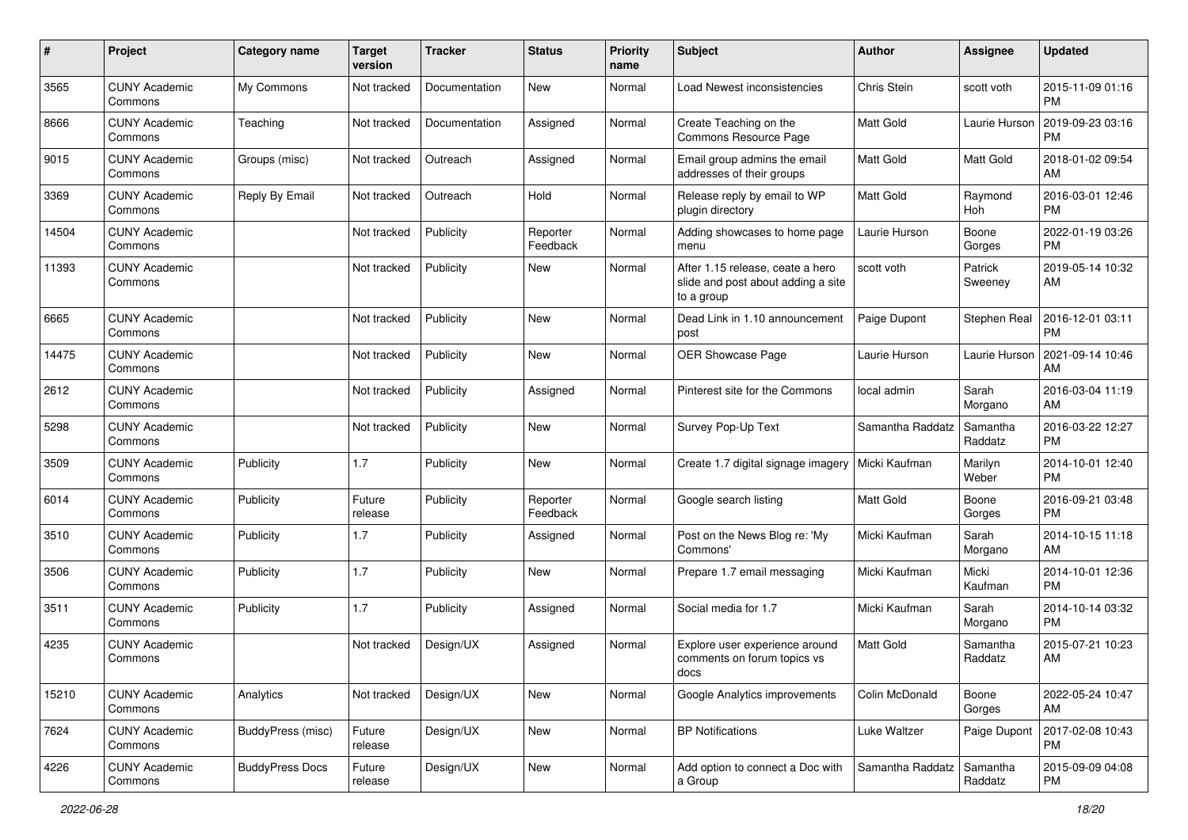| # | Project | Category name | Target version | Tracker | Status | Priority name | Subject | Author | Assignee | Updated |
|---|---|---|---|---|---|---|---|---|---|---|
| 3565 | CUNY Academic Commons | My Commons | Not tracked | Documentation | New | Normal | Load Newest inconsistencies | Chris Stein | scott voth | 2015-11-09 01:16 PM |
| 8666 | CUNY Academic Commons | Teaching | Not tracked | Documentation | Assigned | Normal | Create Teaching on the Commons Resource Page | Matt Gold | Laurie Hurson | 2019-09-23 03:16 PM |
| 9015 | CUNY Academic Commons | Groups (misc) | Not tracked | Outreach | Assigned | Normal | Email group admins the email addresses of their groups | Matt Gold | Matt Gold | 2018-01-02 09:54 AM |
| 3369 | CUNY Academic Commons | Reply By Email | Not tracked | Outreach | Hold | Normal | Release reply by email to WP plugin directory | Matt Gold | Raymond Hoh | 2016-03-01 12:46 PM |
| 14504 | CUNY Academic Commons | | Not tracked | Publicity | Reporter Feedback | Normal | Adding showcases to home page menu | Laurie Hurson | Boone Gorges | 2022-01-19 03:26 PM |
| 11393 | CUNY Academic Commons | | Not tracked | Publicity | New | Normal | After 1.15 release, ceate a hero slide and post about adding a site to a group | scott voth | Patrick Sweeney | 2019-05-14 10:32 AM |
| 6665 | CUNY Academic Commons | | Not tracked | Publicity | New | Normal | Dead Link in 1.10 announcement post | Paige Dupont | Stephen Real | 2016-12-01 03:11 PM |
| 14475 | CUNY Academic Commons | | Not tracked | Publicity | New | Normal | OER Showcase Page | Laurie Hurson | Laurie Hurson | 2021-09-14 10:46 AM |
| 2612 | CUNY Academic Commons | | Not tracked | Publicity | Assigned | Normal | Pinterest site for the Commons | local admin | Sarah Morgano | 2016-03-04 11:19 AM |
| 5298 | CUNY Academic Commons | | Not tracked | Publicity | New | Normal | Survey Pop-Up Text | Samantha Raddatz | Samantha Raddatz | 2016-03-22 12:27 PM |
| 3509 | CUNY Academic Commons | Publicity | 1.7 | Publicity | New | Normal | Create 1.7 digital signage imagery | Micki Kaufman | Marilyn Weber | 2014-10-01 12:40 PM |
| 6014 | CUNY Academic Commons | Publicity | Future release | Publicity | Reporter Feedback | Normal | Google search listing | Matt Gold | Boone Gorges | 2016-09-21 03:48 PM |
| 3510 | CUNY Academic Commons | Publicity | 1.7 | Publicity | Assigned | Normal | Post on the News Blog re: 'My Commons' | Micki Kaufman | Sarah Morgano | 2014-10-15 11:18 AM |
| 3506 | CUNY Academic Commons | Publicity | 1.7 | Publicity | New | Normal | Prepare 1.7 email messaging | Micki Kaufman | Micki Kaufman | 2014-10-01 12:36 PM |
| 3511 | CUNY Academic Commons | Publicity | 1.7 | Publicity | Assigned | Normal | Social media for 1.7 | Micki Kaufman | Sarah Morgano | 2014-10-14 03:32 PM |
| 4235 | CUNY Academic Commons | | Not tracked | Design/UX | Assigned | Normal | Explore user experience around comments on forum topics vs docs | Matt Gold | Samantha Raddatz | 2015-07-21 10:23 AM |
| 15210 | CUNY Academic Commons | Analytics | Not tracked | Design/UX | New | Normal | Google Analytics improvements | Colin McDonald | Boone Gorges | 2022-05-24 10:47 AM |
| 7624 | CUNY Academic Commons | BuddyPress (misc) | Future release | Design/UX | New | Normal | BP Notifications | Luke Waltzer | Paige Dupont | 2017-02-08 10:43 PM |
| 4226 | CUNY Academic Commons | BuddyPress Docs | Future release | Design/UX | New | Normal | Add option to connect a Doc with a Group | Samantha Raddatz | Samantha Raddatz | 2015-09-09 04:08 PM |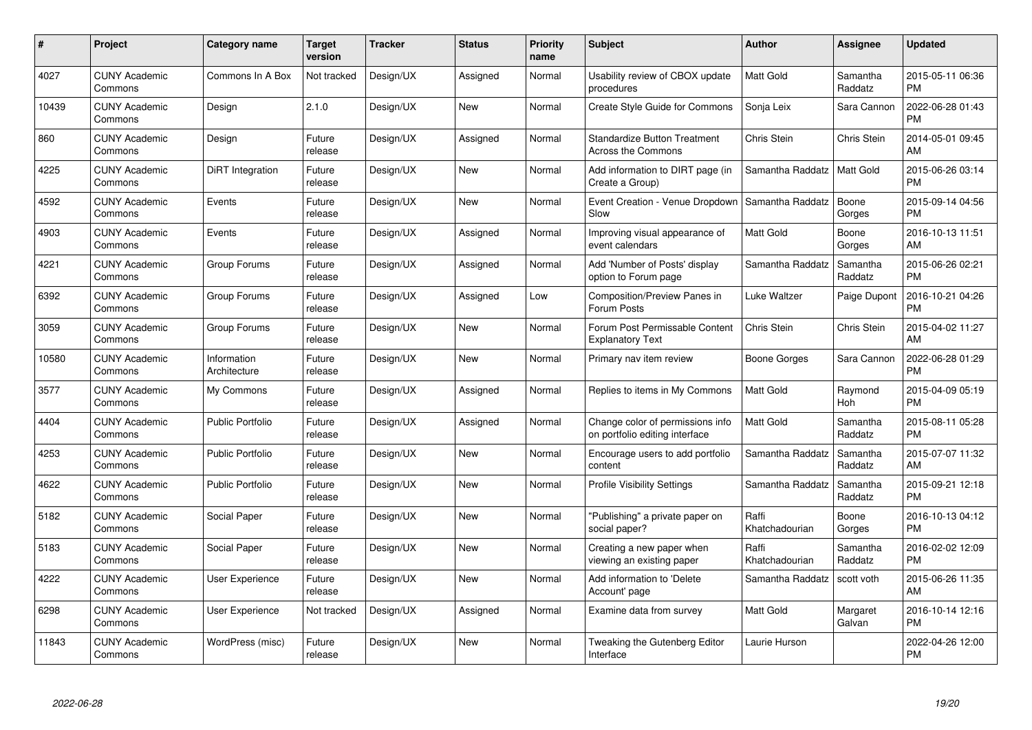| # | Project | Category name | Target version | Tracker | Status | Priority name | Subject | Author | Assignee | Updated |
|---|---|---|---|---|---|---|---|---|---|---|
| 4027 | CUNY Academic Commons | Commons In A Box | Not tracked | Design/UX | Assigned | Normal | Usability review of CBOX update procedures | Matt Gold | Samantha Raddatz | 2015-05-11 06:36 PM |
| 10439 | CUNY Academic Commons | Design | 2.1.0 | Design/UX | New | Normal | Create Style Guide for Commons | Sonja Leix | Sara Cannon | 2022-06-28 01:43 PM |
| 860 | CUNY Academic Commons | Design | Future release | Design/UX | Assigned | Normal | Standardize Button Treatment Across the Commons | Chris Stein | Chris Stein | 2014-05-01 09:45 AM |
| 4225 | CUNY Academic Commons | DiRT Integration | Future release | Design/UX | New | Normal | Add information to DIRT page (in Create a Group) | Samantha Raddatz | Matt Gold | 2015-06-26 03:14 PM |
| 4592 | CUNY Academic Commons | Events | Future release | Design/UX | New | Normal | Event Creation - Venue Dropdown Slow | Samantha Raddatz | Boone Gorges | 2015-09-14 04:56 PM |
| 4903 | CUNY Academic Commons | Events | Future release | Design/UX | Assigned | Normal | Improving visual appearance of event calendars | Matt Gold | Boone Gorges | 2016-10-13 11:51 AM |
| 4221 | CUNY Academic Commons | Group Forums | Future release | Design/UX | Assigned | Normal | Add 'Number of Posts' display option to Forum page | Samantha Raddatz | Samantha Raddatz | 2015-06-26 02:21 PM |
| 6392 | CUNY Academic Commons | Group Forums | Future release | Design/UX | Assigned | Low | Composition/Preview Panes in Forum Posts | Luke Waltzer | Paige Dupont | 2016-10-21 04:26 PM |
| 3059 | CUNY Academic Commons | Group Forums | Future release | Design/UX | New | Normal | Forum Post Permissable Content Explanatory Text | Chris Stein | Chris Stein | 2015-04-02 11:27 AM |
| 10580 | CUNY Academic Commons | Information Architecture | Future release | Design/UX | New | Normal | Primary nav item review | Boone Gorges | Sara Cannon | 2022-06-28 01:29 PM |
| 3577 | CUNY Academic Commons | My Commons | Future release | Design/UX | Assigned | Normal | Replies to items in My Commons | Matt Gold | Raymond Hoh | 2015-04-09 05:19 PM |
| 4404 | CUNY Academic Commons | Public Portfolio | Future release | Design/UX | Assigned | Normal | Change color of permissions info on portfolio editing interface | Matt Gold | Samantha Raddatz | 2015-08-11 05:28 PM |
| 4253 | CUNY Academic Commons | Public Portfolio | Future release | Design/UX | New | Normal | Encourage users to add portfolio content | Samantha Raddatz | Samantha Raddatz | 2015-07-07 11:32 AM |
| 4622 | CUNY Academic Commons | Public Portfolio | Future release | Design/UX | New | Normal | Profile Visibility Settings | Samantha Raddatz | Samantha Raddatz | 2015-09-21 12:18 PM |
| 5182 | CUNY Academic Commons | Social Paper | Future release | Design/UX | New | Normal | "Publishing" a private paper on social paper? | Raffi Khatchadourian | Boone Gorges | 2016-10-13 04:12 PM |
| 5183 | CUNY Academic Commons | Social Paper | Future release | Design/UX | New | Normal | Creating a new paper when viewing an existing paper | Raffi Khatchadourian | Samantha Raddatz | 2016-02-02 12:09 PM |
| 4222 | CUNY Academic Commons | User Experience | Future release | Design/UX | New | Normal | Add information to 'Delete Account' page | Samantha Raddatz | scott voth | 2015-06-26 11:35 AM |
| 6298 | CUNY Academic Commons | User Experience | Not tracked | Design/UX | Assigned | Normal | Examine data from survey | Matt Gold | Margaret Galvan | 2016-10-14 12:16 PM |
| 11843 | CUNY Academic Commons | WordPress (misc) | Future release | Design/UX | New | Normal | Tweaking the Gutenberg Editor Interface | Laurie Hurson | | 2022-04-26 12:00 PM |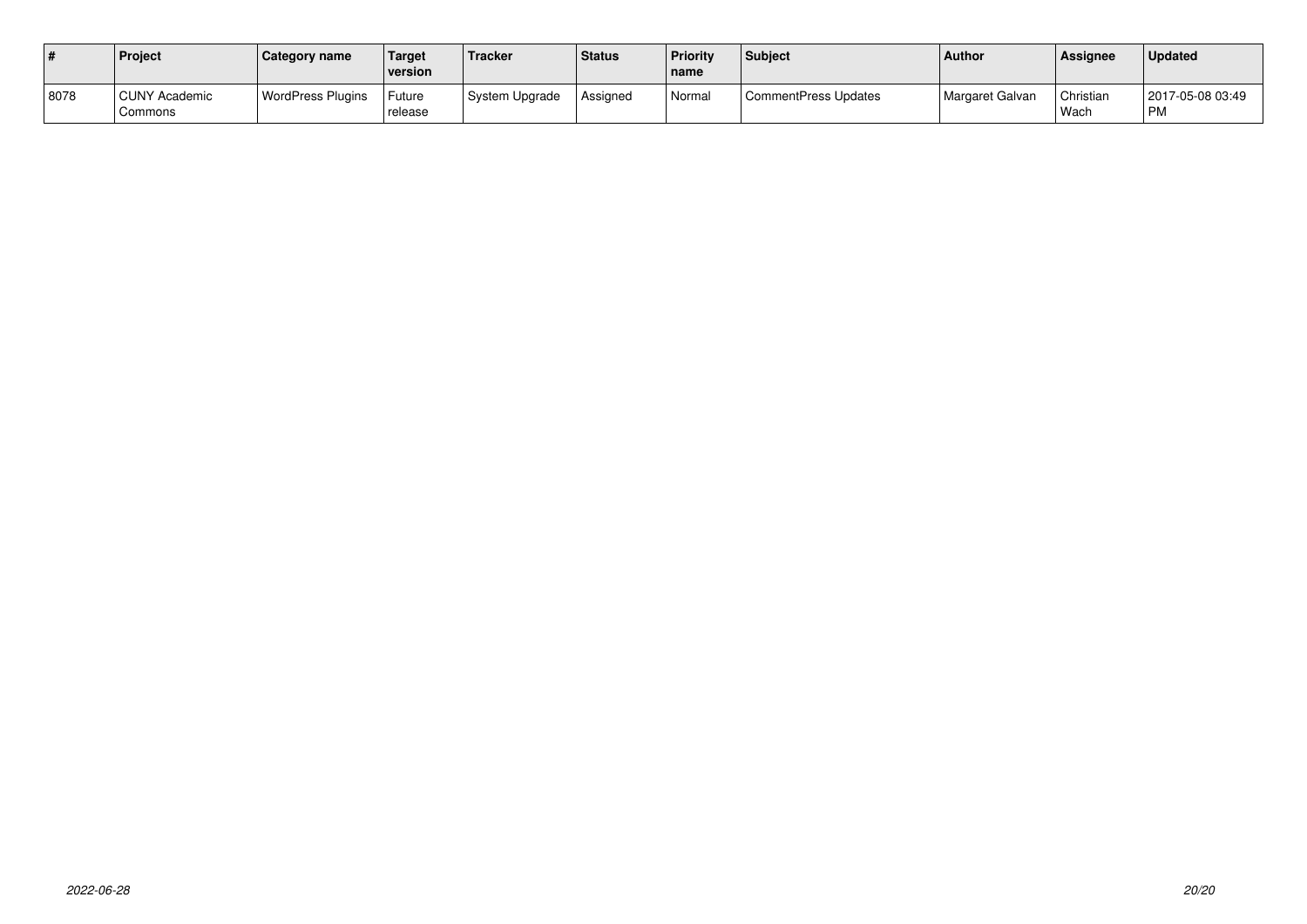| # | Project | Category name | Target version | Tracker | Status | Priority name | Subject | Author | Assignee | Updated |
|---|---|---|---|---|---|---|---|---|---|---|
| 8078 | CUNY Academic Commons | WordPress Plugins | Future release | System Upgrade | Assigned | Normal | CommentPress Updates | Margaret Galvan | Christian Wach | 2017-05-08 03:49 PM |